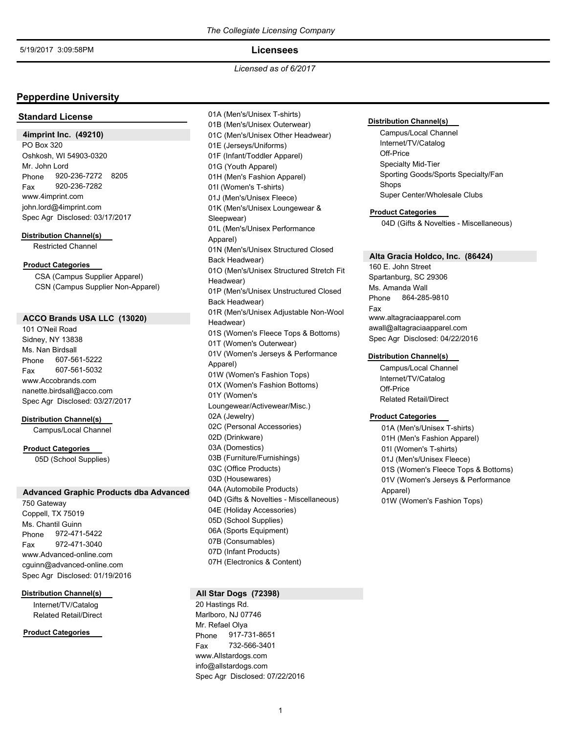*The Collegiate Licensing Company*

5/19/2017 3:09:58PM

## Licensees

*Licensed as of 6/2017*

# Pepperdine University

## Standard License

### 4imprint Inc. (49210)

PO Box 320
Oshkosh, WI 54903-0320
Mr. John Lord
Phone 920-236-7272 8205
Fax 920-236-7282
www.4imprint.com
john.lord@4imprint.com
Spec Agr Disclosed: 03/17/2017

**Distribution Channel(s)**

- Restricted Channel

**Product Categories**

- CSA (Campus Supplier Apparel)
- CSN (Campus Supplier Non-Apparel)

### ACCO Brands USA LLC (13020)

101 O'Neil Road
Sidney, NY 13838
Ms. Nan Birdsall
Phone 607-561-5222
Fax 607-561-5032
www.Accobrands.com
nanette.birdsall@acco.com
Spec Agr Disclosed: 03/27/2017

**Distribution Channel(s)**

- Campus/Local Channel

**Product Categories**

- 05D (School Supplies)

### Advanced Graphic Products dba Advanced

750 Gateway
Coppell, TX 75019
Ms. Chantil Guinn
Phone 972-471-5422
Fax 972-471-3040
www.Advanced-online.com
cguinn@advanced-online.com
Spec Agr Disclosed: 01/19/2016

**Distribution Channel(s)**

- Internet/TV/Catalog
- Related Retail/Direct

**Product Categories**

- 01A (Men's/Unisex T-shirts)
- 01B (Men's/Unisex Outerwear)
- 01C (Men's/Unisex Other Headwear)
- 01E (Jerseys/Uniforms)
- 01F (Infant/Toddler Apparel)
- 01G (Youth Apparel)
- 01H (Men's Fashion Apparel)
- 01I (Women's T-shirts)
- 01J (Men's/Unisex Fleece)
- 01K (Men's/Unisex Loungewear & Sleepwear)
- 01L (Men's/Unisex Performance Apparel)
- 01N (Men's/Unisex Structured Closed Back Headwear)
- 01O (Men's/Unisex Structured Stretch Fit Headwear)
- 01P (Men's/Unisex Unstructured Closed Back Headwear)
- 01R (Men's/Unisex Adjustable Non-Wool Headwear)
- 01S (Women's Fleece Tops & Bottoms)
- 01T (Women's Outerwear)
- 01V (Women's Jerseys & Performance Apparel)
- 01W (Women's Fashion Tops)
- 01X (Women's Fashion Bottoms)
- 01Y (Women's Loungewear/Activewear/Misc.)
- 02A (Jewelry)
- 02C (Personal Accessories)
- 02D (Drinkware)
- 03A (Domestics)
- 03B (Furniture/Furnishings)
- 03C (Office Products)
- 03D (Housewares)
- 04A (Automobile Products)
- 04D (Gifts & Novelties - Miscellaneous)
- 04E (Holiday Accessories)
- 05D (School Supplies)
- 06A (Sports Equipment)
- 07B (Consumables)
- 07D (Infant Products)
- 07H (Electronics & Content)

### All Star Dogs (72398)

20 Hastings Rd.
Marlboro, NJ 07746
Mr. Refael Olya
Phone 917-731-8651
Fax 732-566-3401
www.Allstardogs.com
info@allstardogs.com
Spec Agr Disclosed: 07/22/2016

**Distribution Channel(s)**

- Campus/Local Channel
- Internet/TV/Catalog
- Off-Price
- Specialty Mid-Tier
- Sporting Goods/Sports Specialty/Fan Shops
- Super Center/Wholesale Clubs

**Product Categories**

- 04D (Gifts & Novelties - Miscellaneous)

### Alta Gracia Holdco, Inc. (86424)

160 E. John Street
Spartanburg, SC 29306
Ms. Amanda Wall
Phone 864-285-9810
Fax
www.altagraciaapparel.com
awall@altagraciaapparel.com
Spec Agr Disclosed: 04/22/2016

**Distribution Channel(s)**

- Campus/Local Channel
- Internet/TV/Catalog
- Off-Price
- Related Retail/Direct

**Product Categories**

- 01A (Men's/Unisex T-shirts)
- 01H (Men's Fashion Apparel)
- 01I (Women's T-shirts)
- 01J (Men's/Unisex Fleece)
- 01S (Women's Fleece Tops & Bottoms)
- 01V (Women's Jerseys & Performance Apparel)
- 01W (Women's Fashion Tops)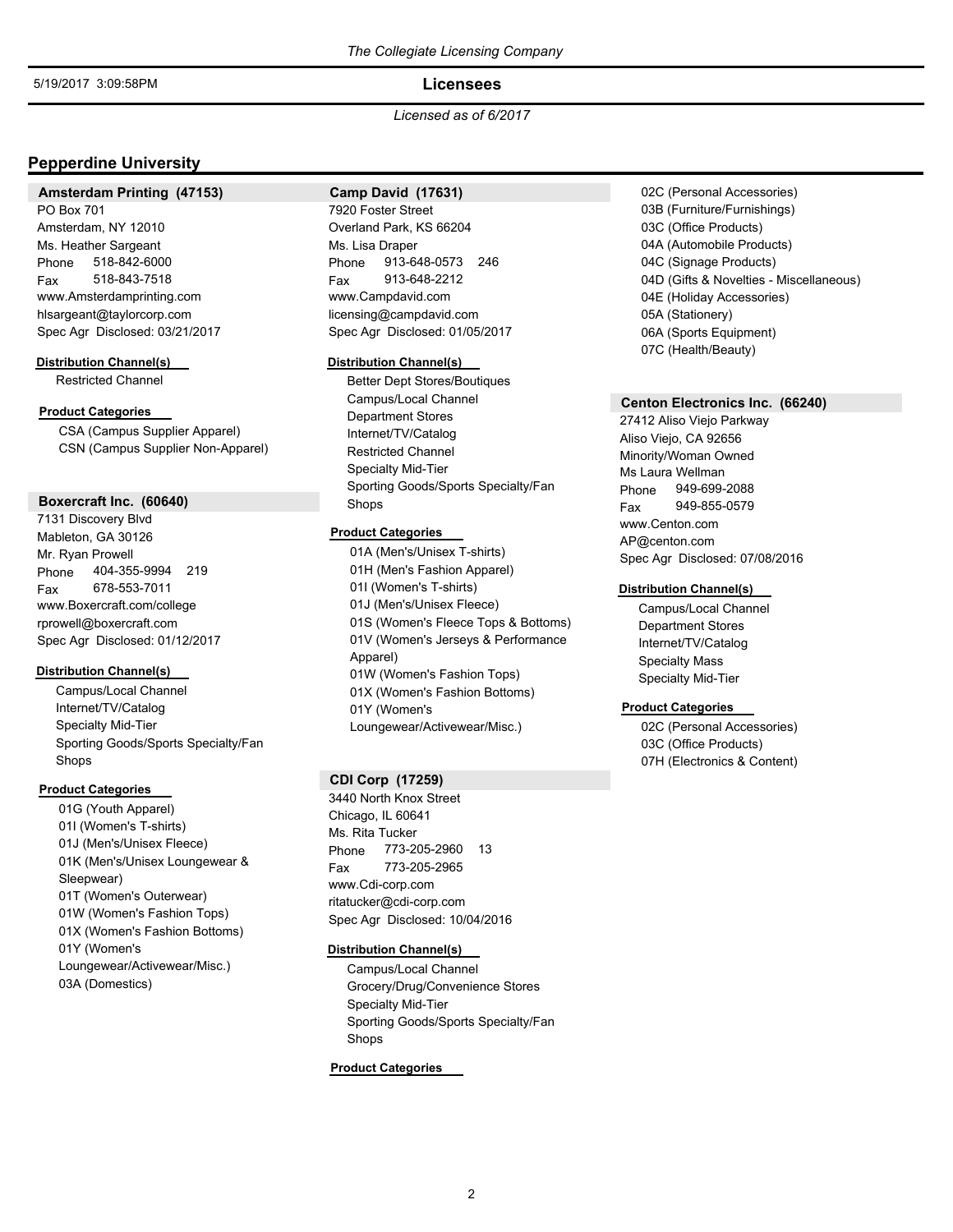*The Collegiate Licensing Company*

5/19/2017 3:09:58PM

## Licensees

*Licensed as of 6/2017*

# Pepperdine University

### Amsterdam Printing (47153)

PO Box 701
Amsterdam, NY 12010
Ms. Heather Sargeant
Phone 518-842-6000
Fax 518-843-7518
www.Amsterdamprinting.com
hlsargeant@taylorcorp.com
Spec Agr Disclosed: 03/21/2017

**Distribution Channel(s)**

- Restricted Channel

**Product Categories**

- CSA (Campus Supplier Apparel)
- CSN (Campus Supplier Non-Apparel)

### Boxercraft Inc. (60640)

7131 Discovery Blvd
Mableton, GA 30126
Mr. Ryan Prowell
Phone 404-355-9994 219
Fax 678-553-7011
www.Boxercraft.com/college
rprowell@boxercraft.com
Spec Agr Disclosed: 01/12/2017

**Distribution Channel(s)**

- Campus/Local Channel
- Internet/TV/Catalog
- Specialty Mid-Tier
- Sporting Goods/Sports Specialty/Fan Shops

**Product Categories**

- 01G (Youth Apparel)
- 01I (Women's T-shirts)
- 01J (Men's/Unisex Fleece)
- 01K (Men's/Unisex Loungewear & Sleepwear)
- 01T (Women's Outerwear)
- 01W (Women's Fashion Tops)
- 01X (Women's Fashion Bottoms)
- 01Y (Women's Loungewear/Activewear/Misc.)
- 03A (Domestics)

### Camp David (17631)

7920 Foster Street
Overland Park, KS 66204
Ms. Lisa Draper
Phone 913-648-0573 246
Fax 913-648-2212
www.Campdavid.com
licensing@campdavid.com
Spec Agr Disclosed: 01/05/2017

**Distribution Channel(s)**

- Better Dept Stores/Boutiques
- Campus/Local Channel
- Department Stores
- Internet/TV/Catalog
- Restricted Channel
- Specialty Mid-Tier
- Sporting Goods/Sports Specialty/Fan Shops

**Product Categories**

- 01A (Men's/Unisex T-shirts)
- 01H (Men's Fashion Apparel)
- 01I (Women's T-shirts)
- 01J (Men's/Unisex Fleece)
- 01S (Women's Fleece Tops & Bottoms)
- 01V (Women's Jerseys & Performance Apparel)
- 01W (Women's Fashion Tops)
- 01X (Women's Fashion Bottoms)
- 01Y (Women's Loungewear/Activewear/Misc.)

### CDI Corp (17259)

3440 North Knox Street
Chicago, IL 60641
Ms. Rita Tucker
Phone 773-205-2960 13
Fax 773-205-2965
www.Cdi-corp.com
ritatucker@cdi-corp.com
Spec Agr Disclosed: 10/04/2016

**Distribution Channel(s)**

- Campus/Local Channel
- Grocery/Drug/Convenience Stores
- Specialty Mid-Tier
- Sporting Goods/Sports Specialty/Fan Shops

**Product Categories**

- 02C (Personal Accessories)
- 03B (Furniture/Furnishings)
- 03C (Office Products)
- 04A (Automobile Products)
- 04C (Signage Products)
- 04D (Gifts & Novelties - Miscellaneous)
- 04E (Holiday Accessories)
- 05A (Stationery)
- 06A (Sports Equipment)
- 07C (Health/Beauty)

### Centon Electronics Inc. (66240)

27412 Aliso Viejo Parkway
Aliso Viejo, CA 92656
Minority/Woman Owned
Ms Laura Wellman
Phone 949-699-2088
Fax 949-855-0579
www.Centon.com
AP@centon.com
Spec Agr Disclosed: 07/08/2016

**Distribution Channel(s)**

- Campus/Local Channel
- Department Stores
- Internet/TV/Catalog
- Specialty Mass
- Specialty Mid-Tier

**Product Categories**

- 02C (Personal Accessories)
- 03C (Office Products)
- 07H (Electronics & Content)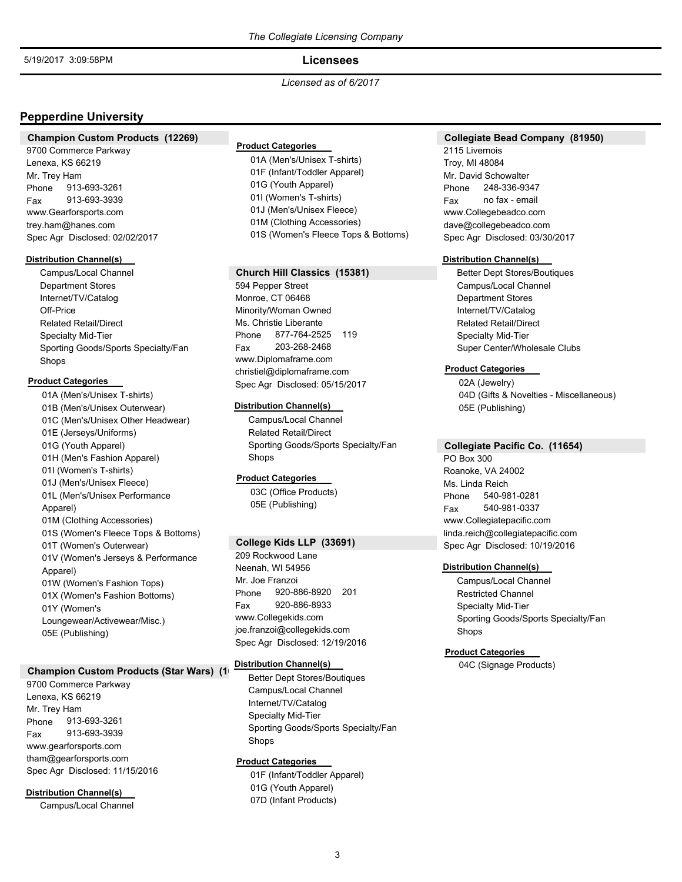The Collegiate Licensing Company

5/19/2017 3:09:58PM

**Licensees**

*Licensed as of 6/2017*

## Pepperdine University

### Champion Custom Products (12269)

9700 Commerce Parkway
Lenexa, KS 66219
Mr. Trey Ham
Phone 913-693-3261
Fax 913-693-3939
www.Gearforsports.com
trey.ham@hanes.com
Spec Agr Disclosed: 02/02/2017

**Distribution Channel(s)**

- Campus/Local Channel
- Department Stores
- Internet/TV/Catalog
- Off-Price
- Related Retail/Direct
- Specialty Mid-Tier
- Sporting Goods/Sports Specialty/Fan Shops

**Product Categories**

- 01A (Men's/Unisex T-shirts)
- 01B (Men's/Unisex Outerwear)
- 01C (Men's/Unisex Other Headwear)
- 01E (Jerseys/Uniforms)
- 01G (Youth Apparel)
- 01H (Men's Fashion Apparel)
- 01I (Women's T-shirts)
- 01J (Men's/Unisex Fleece)
- 01L (Men's/Unisex Performance Apparel)
- 01M (Clothing Accessories)
- 01S (Women's Fleece Tops & Bottoms)
- 01T (Women's Outerwear)
- 01V (Women's Jerseys & Performance Apparel)
- 01W (Women's Fashion Tops)
- 01X (Women's Fashion Bottoms)
- 01Y (Women's Loungewear/Activewear/Misc.)
- 05E (Publishing)

### Champion Custom Products (Star Wars) (1

9700 Commerce Parkway
Lenexa, KS 66219
Mr. Trey Ham
Phone 913-693-3261
Fax 913-693-3939
www.gearforsports.com
tham@gearforsports.com
Spec Agr Disclosed: 11/15/2016

**Distribution Channel(s)**

- Campus/Local Channel

**Product Categories**

- 01A (Men's/Unisex T-shirts)
- 01F (Infant/Toddler Apparel)
- 01G (Youth Apparel)
- 01I (Women's T-shirts)
- 01J (Men's/Unisex Fleece)
- 01M (Clothing Accessories)
- 01S (Women's Fleece Tops & Bottoms)

### Church Hill Classics (15381)

594 Pepper Street
Monroe, CT 06468
Minority/Woman Owned
Ms. Christie Liberante
Phone 877-764-2525 119
Fax 203-268-2468
www.Diplomaframe.com
christiel@diplomaframe.com
Spec Agr Disclosed: 05/15/2017

**Distribution Channel(s)**

- Campus/Local Channel
- Related Retail/Direct
- Sporting Goods/Sports Specialty/Fan Shops

**Product Categories**

- 03C (Office Products)
- 05E (Publishing)

### College Kids LLP (33691)

209 Rockwood Lane
Neenah, WI 54956
Mr. Joe Franzoi
Phone 920-886-8920 201
Fax 920-886-8933
www.Collegekids.com
joe.franzoi@collegekids.com
Spec Agr Disclosed: 12/19/2016

**Distribution Channel(s)**

- Better Dept Stores/Boutiques
- Campus/Local Channel
- Internet/TV/Catalog
- Specialty Mid-Tier
- Sporting Goods/Sports Specialty/Fan Shops

**Product Categories**

- 01F (Infant/Toddler Apparel)
- 01G (Youth Apparel)
- 07D (Infant Products)

### Collegiate Bead Company (81950)

2115 Livernois
Troy, MI 48084
Mr. David Schowalter
Phone 248-336-9347
Fax no fax - email
www.Collegebeadco.com
dave@collegebeadco.com
Spec Agr Disclosed: 03/30/2017

**Distribution Channel(s)**

- Better Dept Stores/Boutiques
- Campus/Local Channel
- Department Stores
- Internet/TV/Catalog
- Related Retail/Direct
- Specialty Mid-Tier
- Super Center/Wholesale Clubs

**Product Categories**

- 02A (Jewelry)
- 04D (Gifts & Novelties - Miscellaneous)
- 05E (Publishing)

### Collegiate Pacific Co. (11654)

PO Box 300
Roanoke, VA 24002
Ms. Linda Reich
Phone 540-981-0281
Fax 540-981-0337
www.Collegiatepacific.com
linda.reich@collegiatepacific.com
Spec Agr Disclosed: 10/19/2016

**Distribution Channel(s)**

- Campus/Local Channel
- Restricted Channel
- Specialty Mid-Tier
- Sporting Goods/Sports Specialty/Fan Shops

**Product Categories**

- 04C (Signage Products)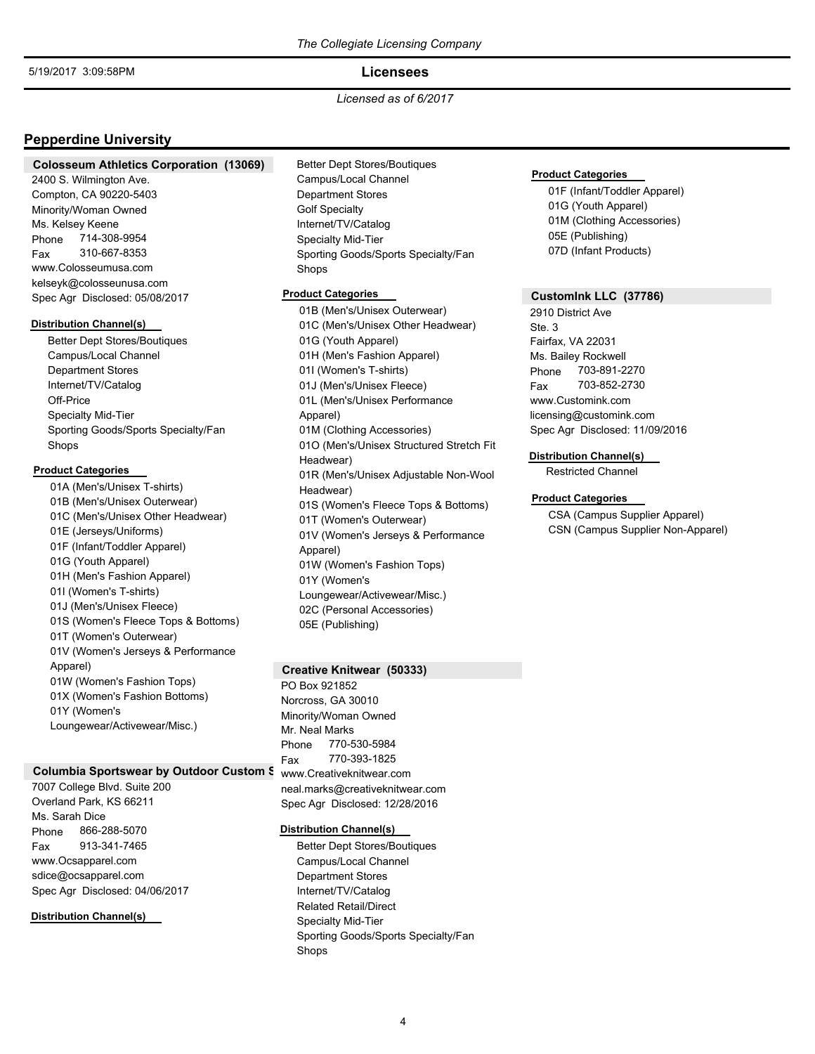## Pepperdine University

### Colosseum Athletics Corporation (13069)

2400 S. Wilmington Ave.
Compton, CA 90220-5403
Minority/Woman Owned
Ms. Kelsey Keene
Phone 714-308-9954
Fax 310-667-8353
www.Colosseumusa.com
kelseyk@colosseunusa.com
Spec Agr Disclosed: 05/08/2017

**Distribution Channel(s)**

- Better Dept Stores/Boutiques
- Campus/Local Channel
- Department Stores
- Internet/TV/Catalog
- Off-Price
- Specialty Mid-Tier
- Sporting Goods/Sports Specialty/Fan Shops

**Product Categories**

- 01A (Men's/Unisex T-shirts)
- 01B (Men's/Unisex Outerwear)
- 01C (Men's/Unisex Other Headwear)
- 01E (Jerseys/Uniforms)
- 01F (Infant/Toddler Apparel)
- 01G (Youth Apparel)
- 01H (Men's Fashion Apparel)
- 01I (Women's T-shirts)
- 01J (Men's/Unisex Fleece)
- 01S (Women's Fleece Tops & Bottoms)
- 01T (Women's Outerwear)
- 01V (Women's Jerseys & Performance Apparel)
- 01W (Women's Fashion Tops)
- 01X (Women's Fashion Bottoms)
- 01Y (Women's Loungewear/Activewear/Misc.)

### Columbia Sportswear by Outdoor Custom S

7007 College Blvd. Suite 200
Overland Park, KS 66211
Ms. Sarah Dice
Phone 866-288-5070
Fax 913-341-7465
www.Ocsapparel.com
sdice@ocsapparel.com
Spec Agr Disclosed: 04/06/2017

**Distribution Channel(s)**

- Better Dept Stores/Boutiques
- Campus/Local Channel
- Department Stores
- Golf Specialty
- Internet/TV/Catalog
- Specialty Mid-Tier
- Sporting Goods/Sports Specialty/Fan Shops

**Product Categories**

- 01B (Men's/Unisex Outerwear)
- 01C (Men's/Unisex Other Headwear)
- 01G (Youth Apparel)
- 01H (Men's Fashion Apparel)
- 01I (Women's T-shirts)
- 01J (Men's/Unisex Fleece)
- 01L (Men's/Unisex Performance Apparel)
- 01M (Clothing Accessories)
- 01O (Men's/Unisex Structured Stretch Fit Headwear)
- 01R (Men's/Unisex Adjustable Non-Wool Headwear)
- 01S (Women's Fleece Tops & Bottoms)
- 01T (Women's Outerwear)
- 01V (Women's Jerseys & Performance Apparel)
- 01W (Women's Fashion Tops)
- 01Y (Women's Loungewear/Activewear/Misc.)
- 02C (Personal Accessories)
- 05E (Publishing)

### Creative Knitwear (50333)

PO Box 921852
Norcross, GA 30010
Minority/Woman Owned
Mr. Neal Marks
Phone 770-530-5984
Fax 770-393-1825
www.Creativeknitwear.com
neal.marks@creativeknitwear.com
Spec Agr Disclosed: 12/28/2016

**Distribution Channel(s)**

- Better Dept Stores/Boutiques
- Campus/Local Channel
- Department Stores
- Internet/TV/Catalog
- Related Retail/Direct
- Specialty Mid-Tier
- Sporting Goods/Sports Specialty/Fan Shops

**Product Categories**

- 01F (Infant/Toddler Apparel)
- 01G (Youth Apparel)
- 01M (Clothing Accessories)
- 05E (Publishing)
- 07D (Infant Products)

### CustomInk LLC (37786)

2910 District Ave
Ste. 3
Fairfax, VA 22031
Ms. Bailey Rockwell
Phone 703-891-2270
Fax 703-852-2730
www.Customink.com
licensing@customink.com
Spec Agr Disclosed: 11/09/2016

**Distribution Channel(s)**

- Restricted Channel

**Product Categories**

- CSA (Campus Supplier Apparel)
- CSN (Campus Supplier Non-Apparel)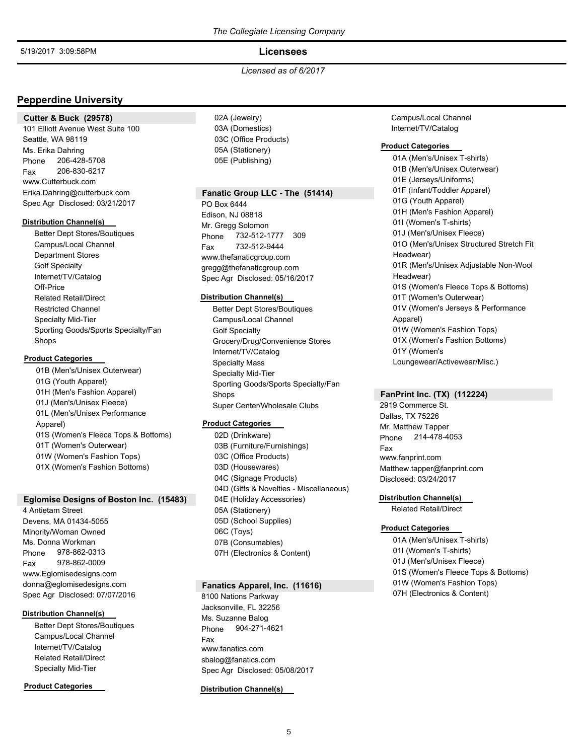## Pepperdine University

### Cutter & Buck (29578)

101 Elliott Avenue West Suite 100
Seattle, WA 98119
Ms. Erika Dahring
Phone 206-428-5708
Fax 206-830-6217
www.Cutterbuck.com
Erika.Dahring@cutterbuck.com
Spec Agr Disclosed: 03/21/2017

**Distribution Channel(s)**

- Better Dept Stores/Boutiques
- Campus/Local Channel
- Department Stores
- Golf Specialty
- Internet/TV/Catalog
- Off-Price
- Related Retail/Direct
- Restricted Channel
- Specialty Mid-Tier
- Sporting Goods/Sports Specialty/Fan Shops

**Product Categories**

- 01B (Men's/Unisex Outerwear)
- 01G (Youth Apparel)
- 01H (Men's Fashion Apparel)
- 01J (Men's/Unisex Fleece)
- 01L (Men's/Unisex Performance Apparel)
- 01S (Women's Fleece Tops & Bottoms)
- 01T (Women's Outerwear)
- 01W (Women's Fashion Tops)
- 01X (Women's Fashion Bottoms)

### Eglomise Designs of Boston Inc. (15483)

4 Antietam Street
Devens, MA 01434-5055
Minority/Woman Owned
Ms. Donna Workman
Phone 978-862-0313
Fax 978-862-0009
www.Eglomisedesigns.com
donna@eglomisedesigns.com
Spec Agr Disclosed: 07/07/2016

**Distribution Channel(s)**

- Better Dept Stores/Boutiques
- Campus/Local Channel
- Internet/TV/Catalog
- Related Retail/Direct
- Specialty Mid-Tier

**Product Categories**

- 02A (Jewelry)
- 03A (Domestics)
- 03C (Office Products)
- 05A (Stationery)
- 05E (Publishing)

### Fanatic Group LLC - The (51414)

PO Box 6444
Edison, NJ 08818
Mr. Gregg Solomon
Phone 732-512-1777 309
Fax 732-512-9444
www.thefanaticgroup.com
gregg@thefanaticgroup.com
Spec Agr Disclosed: 05/16/2017

**Distribution Channel(s)**

- Better Dept Stores/Boutiques
- Campus/Local Channel
- Golf Specialty
- Grocery/Drug/Convenience Stores
- Internet/TV/Catalog
- Specialty Mass
- Specialty Mid-Tier
- Sporting Goods/Sports Specialty/Fan Shops
- Super Center/Wholesale Clubs

**Product Categories**

- 02D (Drinkware)
- 03B (Furniture/Furnishings)
- 03C (Office Products)
- 03D (Housewares)
- 04C (Signage Products)
- 04D (Gifts & Novelties - Miscellaneous)
- 04E (Holiday Accessories)
- 05A (Stationery)
- 05D (School Supplies)
- 06C (Toys)
- 07B (Consumables)
- 07H (Electronics & Content)

### Fanatics Apparel, Inc. (11616)

8100 Nations Parkway
Jacksonville, FL 32256
Ms. Suzanne Balog
Phone 904-271-4621
Fax
www.fanatics.com
sbalog@fanatics.com
Spec Agr Disclosed: 05/08/2017

**Distribution Channel(s)**

- Campus/Local Channel
- Internet/TV/Catalog

**Product Categories**

- 01A (Men's/Unisex T-shirts)
- 01B (Men's/Unisex Outerwear)
- 01E (Jerseys/Uniforms)
- 01F (Infant/Toddler Apparel)
- 01G (Youth Apparel)
- 01H (Men's Fashion Apparel)
- 01I (Women's T-shirts)
- 01J (Men's/Unisex Fleece)
- 01O (Men's/Unisex Structured Stretch Fit Headwear)
- 01R (Men's/Unisex Adjustable Non-Wool Headwear)
- 01S (Women's Fleece Tops & Bottoms)
- 01T (Women's Outerwear)
- 01V (Women's Jerseys & Performance Apparel)
- 01W (Women's Fashion Tops)
- 01X (Women's Fashion Bottoms)
- 01Y (Women's Loungewear/Activewear/Misc.)

### FanPrint Inc. (TX) (112224)

2919 Commerce St.
Dallas, TX 75226
Mr. Matthew Tapper
Phone 214-478-4053
Fax
www.fanprint.com
Matthew.tapper@fanprint.com
Disclosed: 03/24/2017

**Distribution Channel(s)**

- Related Retail/Direct

**Product Categories**

- 01A (Men's/Unisex T-shirts)
- 01I (Women's T-shirts)
- 01J (Men's/Unisex Fleece)
- 01S (Women's Fleece Tops & Bottoms)
- 01W (Women's Fashion Tops)
- 07H (Electronics & Content)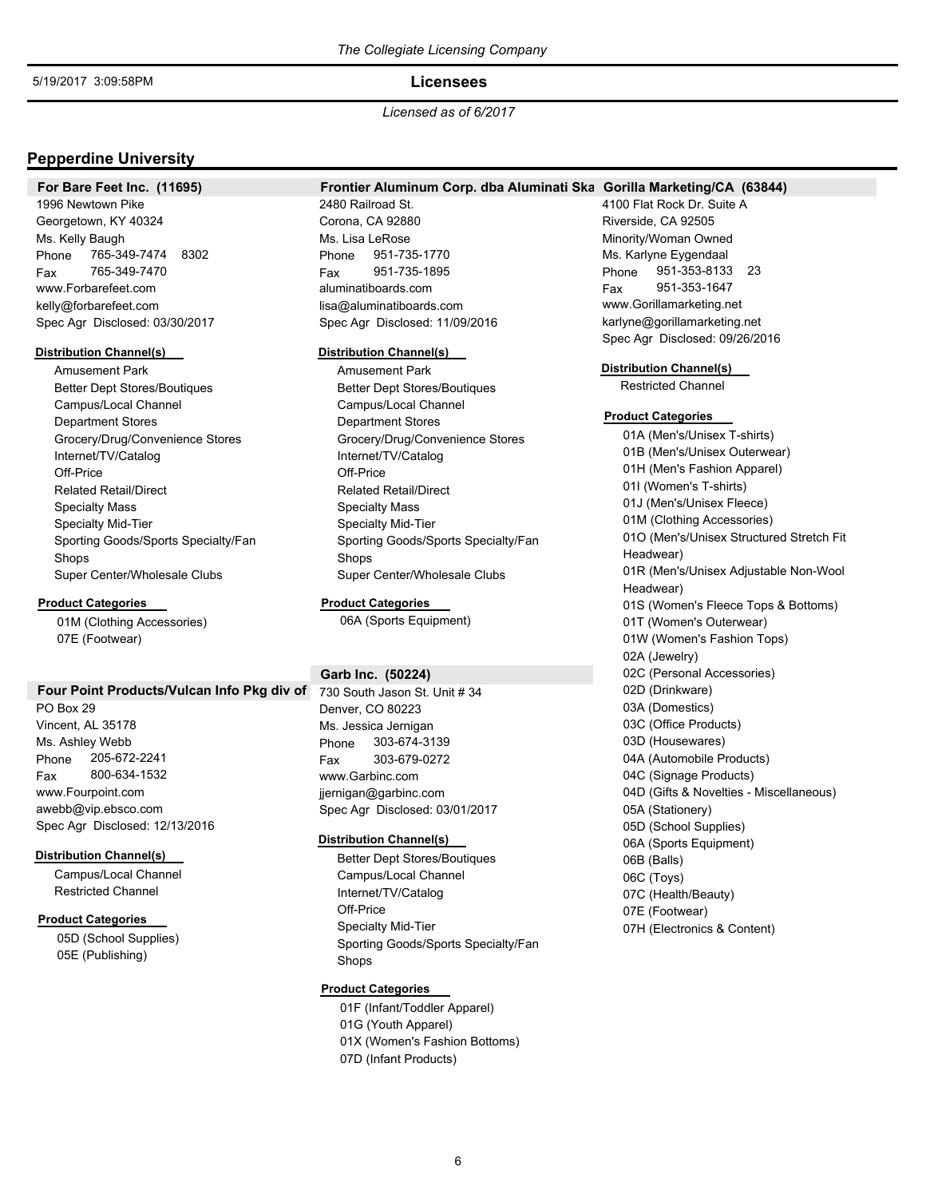*Licensed as of 6/2017*

## Pepperdine University

### For Bare Feet Inc. (11695)

1996 Newtown Pike
Georgetown, KY 40324
Ms. Kelly Baugh
Phone 765-349-7474 8302
Fax 765-349-7470
www.Forbarefeet.com
kelly@forbarefeet.com
Spec Agr Disclosed: 03/30/2017

**Distribution Channel(s)**

- Amusement Park
- Better Dept Stores/Boutiques
- Campus/Local Channel
- Department Stores
- Grocery/Drug/Convenience Stores
- Internet/TV/Catalog
- Off-Price
- Related Retail/Direct
- Specialty Mass
- Specialty Mid-Tier
- Sporting Goods/Sports Specialty/Fan Shops
- Super Center/Wholesale Clubs

**Product Categories**

- 01M (Clothing Accessories)
- 07E (Footwear)

### Four Point Products/Vulcan Info Pkg div of

PO Box 29
Vincent, AL 35178
Ms. Ashley Webb
Phone 205-672-2241
Fax 800-634-1532
www.Fourpoint.com
awebb@vip.ebsco.com
Spec Agr Disclosed: 12/13/2016

**Distribution Channel(s)**

- Campus/Local Channel
- Restricted Channel

**Product Categories**

- 05D (School Supplies)
- 05E (Publishing)

### Frontier Aluminum Corp. dba Aluminati Ska

2480 Railroad St.
Corona, CA 92880
Ms. Lisa LeRose
Phone 951-735-1770
Fax 951-735-1895
aluminatiboards.com
lisa@aluminatiboards.com
Spec Agr Disclosed: 11/09/2016

**Distribution Channel(s)**

- Amusement Park
- Better Dept Stores/Boutiques
- Campus/Local Channel
- Department Stores
- Grocery/Drug/Convenience Stores
- Internet/TV/Catalog
- Off-Price
- Related Retail/Direct
- Specialty Mass
- Specialty Mid-Tier
- Sporting Goods/Sports Specialty/Fan Shops
- Super Center/Wholesale Clubs

**Product Categories**

- 06A (Sports Equipment)

### Garb Inc. (50224)

730 South Jason St. Unit # 34
Denver, CO 80223
Ms. Jessica Jernigan
Phone 303-674-3139
Fax 303-679-0272
www.Garbinc.com
jjernigan@garbinc.com
Spec Agr Disclosed: 03/01/2017

**Distribution Channel(s)**

- Better Dept Stores/Boutiques
- Campus/Local Channel
- Internet/TV/Catalog
- Off-Price
- Specialty Mid-Tier
- Sporting Goods/Sports Specialty/Fan Shops

**Product Categories**

- 01F (Infant/Toddler Apparel)
- 01G (Youth Apparel)
- 01X (Women's Fashion Bottoms)
- 07D (Infant Products)

### Gorilla Marketing/CA (63844)

4100 Flat Rock Dr. Suite A
Riverside, CA 92505
Minority/Woman Owned
Ms. Karlyne Eygendaal
Phone 951-353-8133 23
Fax 951-353-1647
www.Gorillamarketing.net
karlyne@gorillamarketing.net
Spec Agr Disclosed: 09/26/2016

**Distribution Channel(s)**

- Restricted Channel

**Product Categories**

- 01A (Men's/Unisex T-shirts)
- 01B (Men's/Unisex Outerwear)
- 01H (Men's Fashion Apparel)
- 01I (Women's T-shirts)
- 01J (Men's/Unisex Fleece)
- 01M (Clothing Accessories)
- 01O (Men's/Unisex Structured Stretch Fit Headwear)
- 01R (Men's/Unisex Adjustable Non-Wool Headwear)
- 01S (Women's Fleece Tops & Bottoms)
- 01T (Women's Outerwear)
- 01W (Women's Fashion Tops)
- 02A (Jewelry)
- 02C (Personal Accessories)
- 02D (Drinkware)
- 03A (Domestics)
- 03C (Office Products)
- 03D (Housewares)
- 04A (Automobile Products)
- 04C (Signage Products)
- 04D (Gifts & Novelties - Miscellaneous)
- 05A (Stationery)
- 05D (School Supplies)
- 06A (Sports Equipment)
- 06B (Balls)
- 06C (Toys)
- 07C (Health/Beauty)
- 07E (Footwear)
- 07H (Electronics & Content)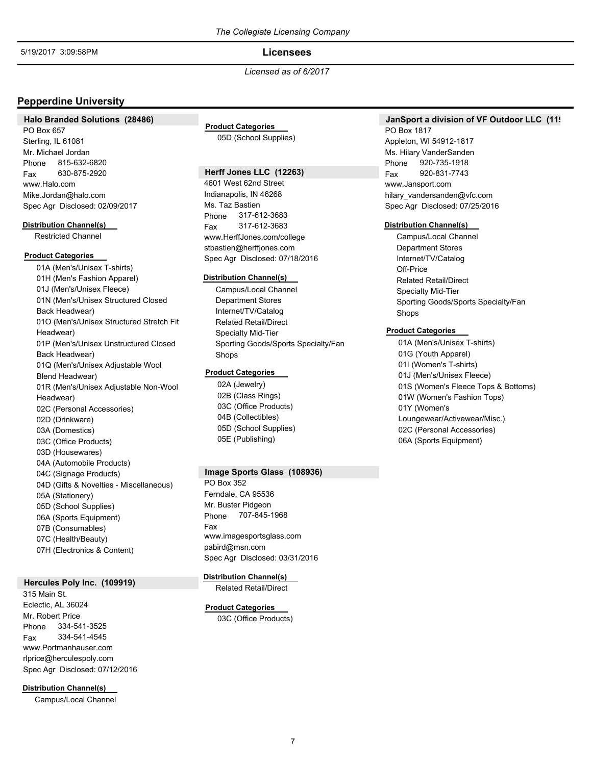## Pepperdine University

### Halo Branded Solutions (28486)

PO Box 657
Sterling, IL 61081
Mr. Michael Jordan
Phone 815-632-6820
Fax 630-875-2920
www.Halo.com
Mike.Jordan@halo.com
Spec Agr Disclosed: 02/09/2017

**Distribution Channel(s)**

- Restricted Channel

**Product Categories**

- 01A (Men's/Unisex T-shirts)
- 01H (Men's Fashion Apparel)
- 01J (Men's/Unisex Fleece)
- 01N (Men's/Unisex Structured Closed Back Headwear)
- 01O (Men's/Unisex Structured Stretch Fit Headwear)
- 01P (Men's/Unisex Unstructured Closed Back Headwear)
- 01Q (Men's/Unisex Adjustable Wool Blend Headwear)
- 01R (Men's/Unisex Adjustable Non-Wool Headwear)
- 02C (Personal Accessories)
- 02D (Drinkware)
- 03A (Domestics)
- 03C (Office Products)
- 03D (Housewares)
- 04A (Automobile Products)
- 04C (Signage Products)
- 04D (Gifts & Novelties - Miscellaneous)
- 05A (Stationery)
- 05D (School Supplies)
- 06A (Sports Equipment)
- 07B (Consumables)
- 07C (Health/Beauty)
- 07H (Electronics & Content)

### Hercules Poly Inc. (109919)

315 Main St.
Eclectic, AL 36024
Mr. Robert Price
Phone 334-541-3525
Fax 334-541-4545
www.Portmanhauser.com
rlprice@herculespoly.com
Spec Agr Disclosed: 07/12/2016

**Distribution Channel(s)**

- Campus/Local Channel

**Product Categories**

- 05D (School Supplies)

### Herff Jones LLC (12263)

4601 West 62nd Street
Indianapolis, IN 46268
Ms. Taz Bastien
Phone 317-612-3683
Fax 317-612-3683
www.HerffJones.com/college
stbastien@herffjones.com
Spec Agr Disclosed: 07/18/2016

**Distribution Channel(s)**

- Campus/Local Channel
- Department Stores
- Internet/TV/Catalog
- Related Retail/Direct
- Specialty Mid-Tier
- Sporting Goods/Sports Specialty/Fan Shops

**Product Categories**

- 02A (Jewelry)
- 02B (Class Rings)
- 03C (Office Products)
- 04B (Collectibles)
- 05D (School Supplies)
- 05E (Publishing)

### Image Sports Glass (108936)

PO Box 352
Ferndale, CA 95536
Mr. Buster Pidgeon
Phone 707-845-1968
Fax
www.imagesportsglass.com
pabird@msn.com
Spec Agr Disclosed: 03/31/2016

**Distribution Channel(s)**

- Related Retail/Direct

**Product Categories**

- 03C (Office Products)

### JanSport a division of VF Outdoor LLC (11

PO Box 1817
Appleton, WI 54912-1817
Ms. Hilary VanderSanden
Phone 920-735-1918
Fax 920-831-7743
www.Jansport.com
hilary_vandersanden@vfc.com
Spec Agr Disclosed: 07/25/2016

**Distribution Channel(s)**

- Campus/Local Channel
- Department Stores
- Internet/TV/Catalog
- Off-Price
- Related Retail/Direct
- Specialty Mid-Tier
- Sporting Goods/Sports Specialty/Fan Shops

**Product Categories**

- 01A (Men's/Unisex T-shirts)
- 01G (Youth Apparel)
- 01I (Women's T-shirts)
- 01J (Men's/Unisex Fleece)
- 01S (Women's Fleece Tops & Bottoms)
- 01W (Women's Fashion Tops)
- 01Y (Women's Loungewear/Activewear/Misc.)
- 02C (Personal Accessories)
- 06A (Sports Equipment)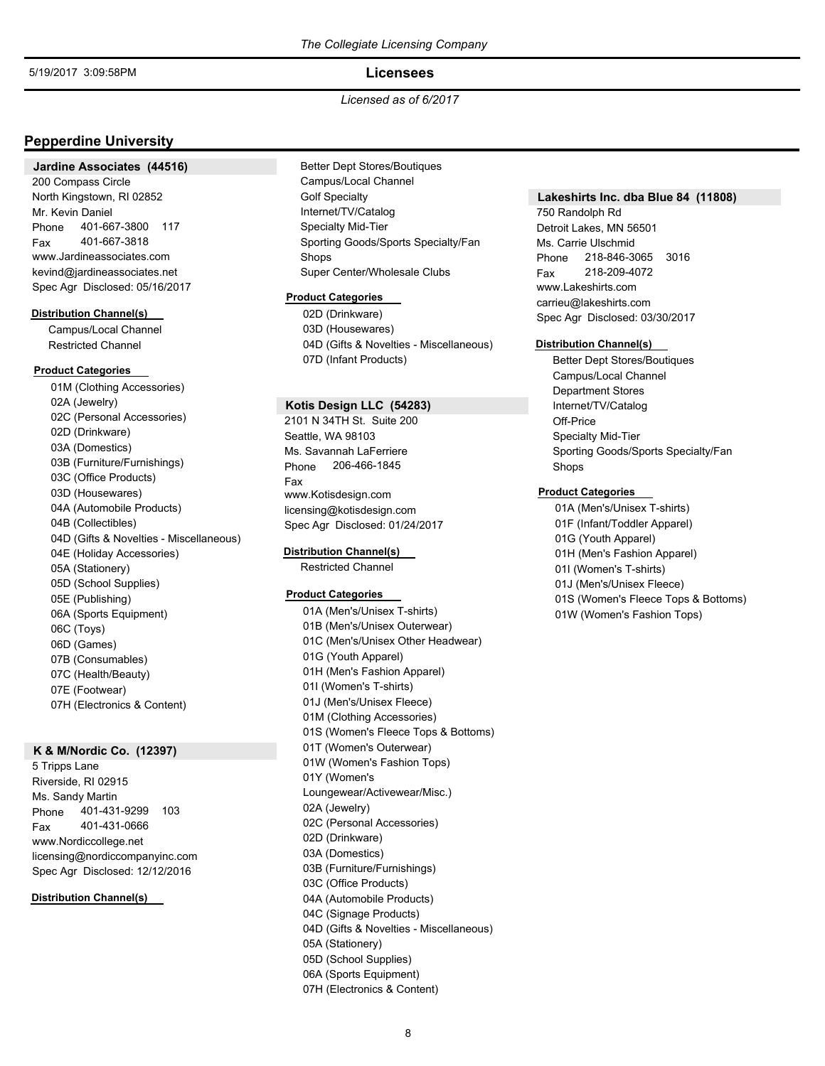## Pepperdine University

### Jardine Associates (44516)

200 Compass Circle
North Kingstown, RI 02852
Mr. Kevin Daniel
Phone 401-667-3800 117
Fax 401-667-3818
www.Jardineassociates.com
kevind@jardineassociates.net
Spec Agr Disclosed: 05/16/2017

**Distribution Channel(s)**

- Campus/Local Channel
- Restricted Channel

**Product Categories**

- 01M (Clothing Accessories)
- 02A (Jewelry)
- 02C (Personal Accessories)
- 02D (Drinkware)
- 03A (Domestics)
- 03B (Furniture/Furnishings)
- 03C (Office Products)
- 03D (Housewares)
- 04A (Automobile Products)
- 04B (Collectibles)
- 04D (Gifts & Novelties - Miscellaneous)
- 04E (Holiday Accessories)
- 05A (Stationery)
- 05D (School Supplies)
- 05E (Publishing)
- 06A (Sports Equipment)
- 06C (Toys)
- 06D (Games)
- 07B (Consumables)
- 07C (Health/Beauty)
- 07E (Footwear)
- 07H (Electronics & Content)

### K & M/Nordic Co. (12397)

5 Tripps Lane
Riverside, RI 02915
Ms. Sandy Martin
Phone 401-431-9299 103
Fax 401-431-0666
www.Nordiccollege.net
licensing@nordiccompanyinc.com
Spec Agr Disclosed: 12/12/2016

**Distribution Channel(s)**

- Better Dept Stores/Boutiques
- Campus/Local Channel
- Golf Specialty
- Internet/TV/Catalog
- Specialty Mid-Tier
- Sporting Goods/Sports Specialty/Fan Shops
- Super Center/Wholesale Clubs

**Product Categories**

- 02D (Drinkware)
- 03D (Housewares)
- 04D (Gifts & Novelties - Miscellaneous)
- 07D (Infant Products)

### Kotis Design LLC (54283)

2101 N 34TH St. Suite 200
Seattle, WA 98103
Ms. Savannah LaFerriere
Phone 206-466-1845
Fax
www.Kotisdesign.com
licensing@kotisdesign.com
Spec Agr Disclosed: 01/24/2017

**Distribution Channel(s)**

- Restricted Channel

**Product Categories**

- 01A (Men's/Unisex T-shirts)
- 01B (Men's/Unisex Outerwear)
- 01C (Men's/Unisex Other Headwear)
- 01G (Youth Apparel)
- 01H (Men's Fashion Apparel)
- 01I (Women's T-shirts)
- 01J (Men's/Unisex Fleece)
- 01M (Clothing Accessories)
- 01S (Women's Fleece Tops & Bottoms)
- 01T (Women's Outerwear)
- 01W (Women's Fashion Tops)
- 01Y (Women's Loungewear/Activewear/Misc.)
- 02A (Jewelry)
- 02C (Personal Accessories)
- 02D (Drinkware)
- 03A (Domestics)
- 03B (Furniture/Furnishings)
- 03C (Office Products)
- 04A (Automobile Products)
- 04C (Signage Products)
- 04D (Gifts & Novelties - Miscellaneous)
- 05A (Stationery)
- 05D (School Supplies)
- 06A (Sports Equipment)
- 07H (Electronics & Content)

### Lakeshirts Inc. dba Blue 84 (11808)

750 Randolph Rd
Detroit Lakes, MN 56501
Ms. Carrie Ulschmid
Phone 218-846-3065 3016
Fax 218-209-4072
www.Lakeshirts.com
carrieu@lakeshirts.com
Spec Agr Disclosed: 03/30/2017

**Distribution Channel(s)**

- Better Dept Stores/Boutiques
- Campus/Local Channel
- Department Stores
- Internet/TV/Catalog
- Off-Price
- Specialty Mid-Tier
- Sporting Goods/Sports Specialty/Fan Shops

**Product Categories**

- 01A (Men's/Unisex T-shirts)
- 01F (Infant/Toddler Apparel)
- 01G (Youth Apparel)
- 01H (Men's Fashion Apparel)
- 01I (Women's T-shirts)
- 01J (Men's/Unisex Fleece)
- 01S (Women's Fleece Tops & Bottoms)
- 01W (Women's Fashion Tops)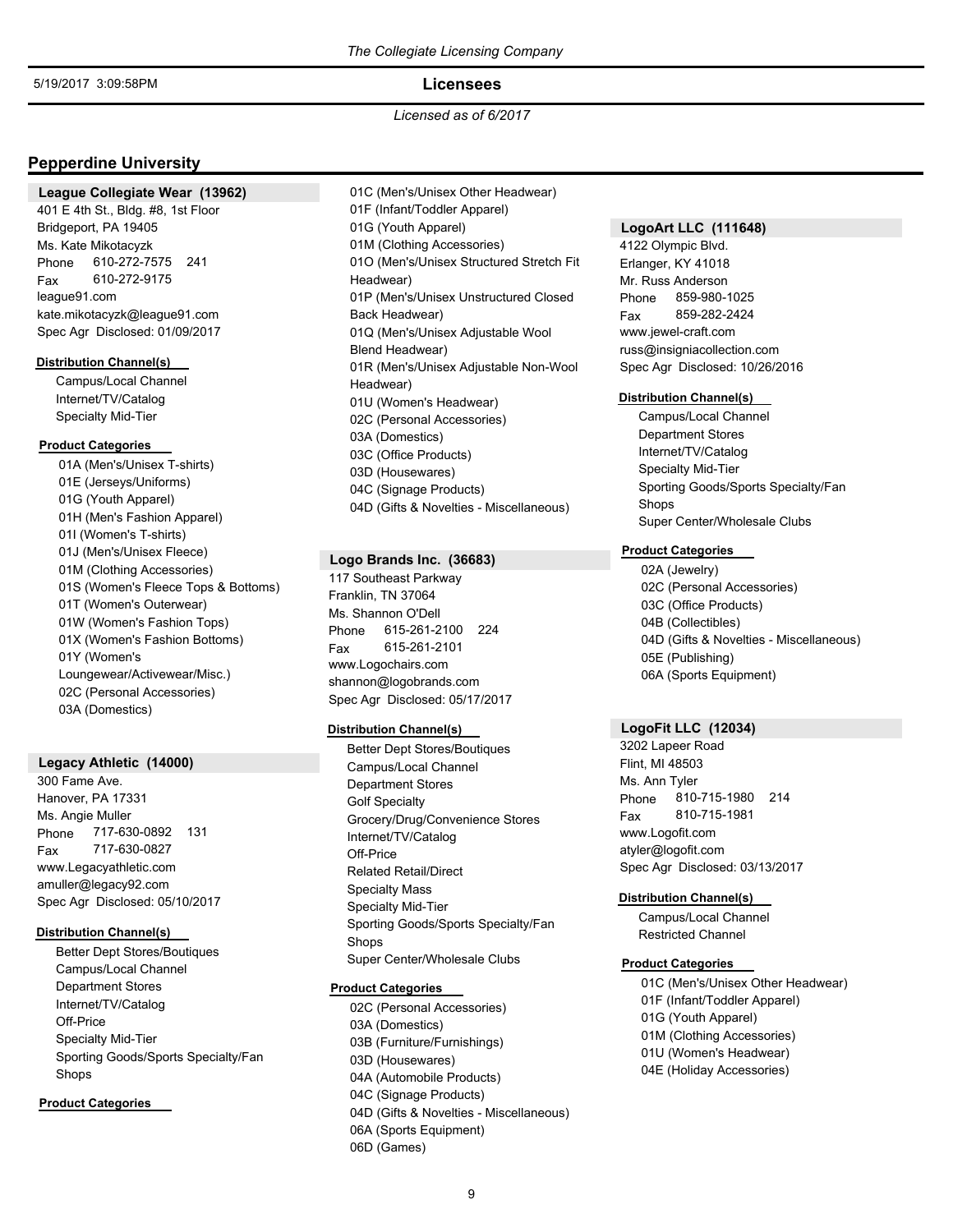## Pepperdine University

### League Collegiate Wear (13962)

401 E 4th St., Bldg. #8, 1st Floor
Bridgeport, PA 19405
Ms. Kate Mikotacyzk
Phone 610-272-7575 241
Fax 610-272-9175
league91.com
kate.mikotacyzk@league91.com
Spec Agr Disclosed: 01/09/2017

**Distribution Channel(s)**

- Campus/Local Channel
- Internet/TV/Catalog
- Specialty Mid-Tier

**Product Categories**

- 01A (Men's/Unisex T-shirts)
- 01E (Jerseys/Uniforms)
- 01G (Youth Apparel)
- 01H (Men's Fashion Apparel)
- 01I (Women's T-shirts)
- 01J (Men's/Unisex Fleece)
- 01M (Clothing Accessories)
- 01S (Women's Fleece Tops & Bottoms)
- 01T (Women's Outerwear)
- 01W (Women's Fashion Tops)
- 01X (Women's Fashion Bottoms)
- 01Y (Women's Loungewear/Activewear/Misc.)
- 02C (Personal Accessories)
- 03A (Domestics)

### Legacy Athletic (14000)

300 Fame Ave.
Hanover, PA 17331
Ms. Angie Muller
Phone 717-630-0892 131
Fax 717-630-0827
www.Legacyathletic.com
amuller@legacy92.com
Spec Agr Disclosed: 05/10/2017

**Distribution Channel(s)**

- Better Dept Stores/Boutiques
- Campus/Local Channel
- Department Stores
- Internet/TV/Catalog
- Off-Price
- Specialty Mid-Tier
- Sporting Goods/Sports Specialty/Fan Shops

**Product Categories**

- 01C (Men's/Unisex Other Headwear)
- 01F (Infant/Toddler Apparel)
- 01G (Youth Apparel)
- 01M (Clothing Accessories)
- 01O (Men's/Unisex Structured Stretch Fit Headwear)
- 01P (Men's/Unisex Unstructured Closed Back Headwear)
- 01Q (Men's/Unisex Adjustable Wool Blend Headwear)
- 01R (Men's/Unisex Adjustable Non-Wool Headwear)
- 01U (Women's Headwear)
- 02C (Personal Accessories)
- 03A (Domestics)
- 03C (Office Products)
- 03D (Housewares)
- 04C (Signage Products)
- 04D (Gifts & Novelties - Miscellaneous)

### Logo Brands Inc. (36683)

117 Southeast Parkway
Franklin, TN 37064
Ms. Shannon O'Dell
Phone 615-261-2100 224
Fax 615-261-2101
www.Logochairs.com
shannon@logobrands.com
Spec Agr Disclosed: 05/17/2017

**Distribution Channel(s)**

- Better Dept Stores/Boutiques
- Campus/Local Channel
- Department Stores
- Golf Specialty
- Grocery/Drug/Convenience Stores
- Internet/TV/Catalog
- Off-Price
- Related Retail/Direct
- Specialty Mass
- Specialty Mid-Tier
- Sporting Goods/Sports Specialty/Fan Shops
- Super Center/Wholesale Clubs

**Product Categories**

- 02C (Personal Accessories)
- 03A (Domestics)
- 03B (Furniture/Furnishings)
- 03D (Housewares)
- 04A (Automobile Products)
- 04C (Signage Products)
- 04D (Gifts & Novelties - Miscellaneous)
- 06A (Sports Equipment)
- 06D (Games)

### LogoArt LLC (111648)

4122 Olympic Blvd.
Erlanger, KY 41018
Mr. Russ Anderson
Phone 859-980-1025
Fax 859-282-2424
www.jewel-craft.com
russ@insigniacollection.com
Spec Agr Disclosed: 10/26/2016

**Distribution Channel(s)**

- Campus/Local Channel
- Department Stores
- Internet/TV/Catalog
- Specialty Mid-Tier
- Sporting Goods/Sports Specialty/Fan Shops
- Super Center/Wholesale Clubs

**Product Categories**

- 02A (Jewelry)
- 02C (Personal Accessories)
- 03C (Office Products)
- 04B (Collectibles)
- 04D (Gifts & Novelties - Miscellaneous)
- 05E (Publishing)
- 06A (Sports Equipment)

### LogoFit LLC (12034)

3202 Lapeer Road
Flint, MI 48503
Ms. Ann Tyler
Phone 810-715-1980 214
Fax 810-715-1981
www.Logofit.com
atyler@logofit.com
Spec Agr Disclosed: 03/13/2017

**Distribution Channel(s)**

- Campus/Local Channel
- Restricted Channel

**Product Categories**

- 01C (Men's/Unisex Other Headwear)
- 01F (Infant/Toddler Apparel)
- 01G (Youth Apparel)
- 01M (Clothing Accessories)
- 01U (Women's Headwear)
- 04E (Holiday Accessories)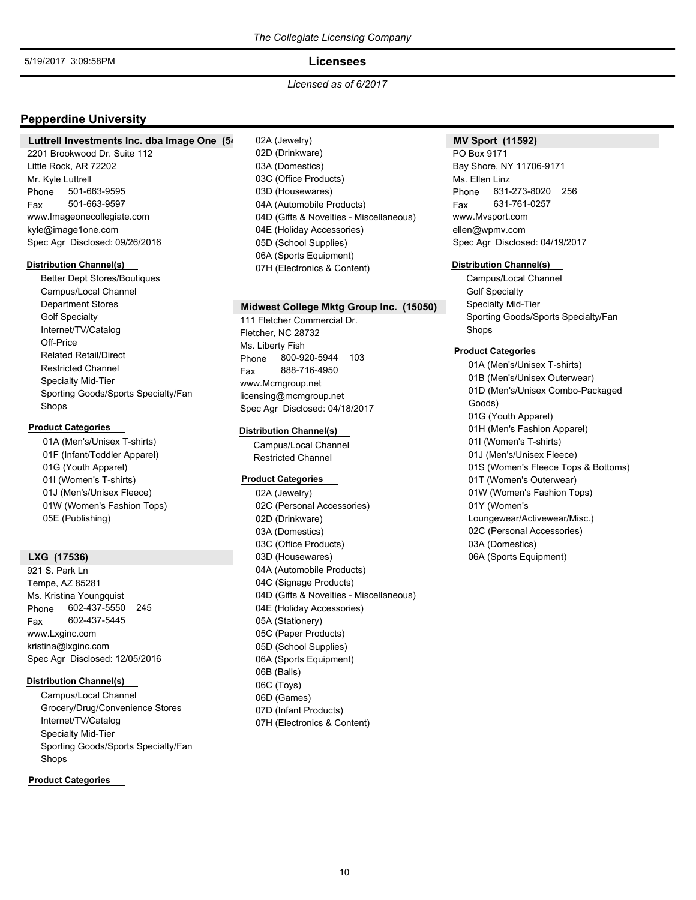## Pepperdine University

### Luttrell Investments Inc. dba Image One (54

2201 Brookwood Dr. Suite 112
Little Rock, AR 72202
Mr. Kyle Luttrell
Phone 501-663-9595
Fax 501-663-9597
www.Imageonecollegiate.com
kyle@image1one.com
Spec Agr Disclosed: 09/26/2016

**Distribution Channel(s)**

- Better Dept Stores/Boutiques
- Campus/Local Channel
- Department Stores
- Golf Specialty
- Internet/TV/Catalog
- Off-Price
- Related Retail/Direct
- Restricted Channel
- Specialty Mid-Tier
- Sporting Goods/Sports Specialty/Fan Shops

**Product Categories**

- 01A (Men's/Unisex T-shirts)
- 01F (Infant/Toddler Apparel)
- 01G (Youth Apparel)
- 01I (Women's T-shirts)
- 01J (Men's/Unisex Fleece)
- 01W (Women's Fashion Tops)
- 05E (Publishing)

### LXG (17536)

921 S. Park Ln
Tempe, AZ 85281
Ms. Kristina Youngquist
Phone 602-437-5550 245
Fax 602-437-5445
www.Lxginc.com
kristina@lxginc.com
Spec Agr Disclosed: 12/05/2016

**Distribution Channel(s)**

- Campus/Local Channel
- Grocery/Drug/Convenience Stores
- Internet/TV/Catalog
- Specialty Mid-Tier
- Sporting Goods/Sports Specialty/Fan Shops

**Product Categories**

- 02A (Jewelry)
- 02D (Drinkware)
- 03A (Domestics)
- 03C (Office Products)
- 03D (Housewares)
- 04A (Automobile Products)
- 04D (Gifts & Novelties - Miscellaneous)
- 04E (Holiday Accessories)
- 05D (School Supplies)
- 06A (Sports Equipment)
- 07H (Electronics & Content)

### Midwest College Mktg Group Inc. (15050)

111 Fletcher Commercial Dr.
Fletcher, NC 28732
Ms. Liberty Fish
Phone 800-920-5944 103
Fax 888-716-4950
www.Mcmgroup.net
licensing@mcmgroup.net
Spec Agr Disclosed: 04/18/2017

**Distribution Channel(s)**

- Campus/Local Channel
- Restricted Channel

**Product Categories**

- 02A (Jewelry)
- 02C (Personal Accessories)
- 02D (Drinkware)
- 03A (Domestics)
- 03C (Office Products)
- 03D (Housewares)
- 04A (Automobile Products)
- 04C (Signage Products)
- 04D (Gifts & Novelties - Miscellaneous)
- 04E (Holiday Accessories)
- 05A (Stationery)
- 05C (Paper Products)
- 05D (School Supplies)
- 06A (Sports Equipment)
- 06B (Balls)
- 06C (Toys)
- 06D (Games)
- 07D (Infant Products)
- 07H (Electronics & Content)

### MV Sport (11592)

PO Box 9171
Bay Shore, NY 11706-9171
Ms. Ellen Linz
Phone 631-273-8020 256
Fax 631-761-0257
www.Mvsport.com
ellen@wpmv.com
Spec Agr Disclosed: 04/19/2017

**Distribution Channel(s)**

- Campus/Local Channel
- Golf Specialty
- Specialty Mid-Tier
- Sporting Goods/Sports Specialty/Fan Shops

**Product Categories**

- 01A (Men's/Unisex T-shirts)
- 01B (Men's/Unisex Outerwear)
- 01D (Men's/Unisex Combo-Packaged Goods)
- 01G (Youth Apparel)
- 01H (Men's Fashion Apparel)
- 01I (Women's T-shirts)
- 01J (Men's/Unisex Fleece)
- 01S (Women's Fleece Tops & Bottoms)
- 01T (Women's Outerwear)
- 01W (Women's Fashion Tops)
- 01Y (Women's Loungewear/Activewear/Misc.)
- 02C (Personal Accessories)
- 03A (Domestics)
- 06A (Sports Equipment)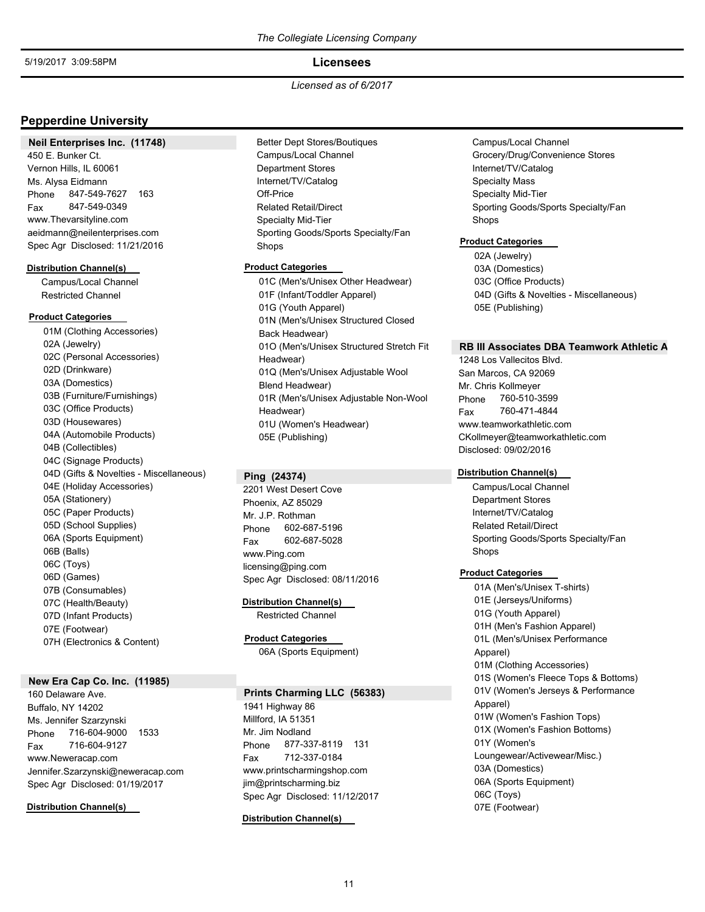*The Collegiate Licensing Company*

5/19/2017 3:09:58PM

**Licensees**

*Licensed as of 6/2017*

## Pepperdine University

### Neil Enterprises Inc. (11748)

450 E. Bunker Ct.
Vernon Hills, IL 60061
Ms. Alysa Eidmann
Phone 847-549-7627 163
Fax 847-549-0349
www.Thevarsityline.com
aeidmann@neilenterprises.com
Spec Agr Disclosed: 11/21/2016

**Distribution Channel(s)**

- Campus/Local Channel
- Restricted Channel

**Product Categories**

- 01M (Clothing Accessories)
- 02A (Jewelry)
- 02C (Personal Accessories)
- 02D (Drinkware)
- 03A (Domestics)
- 03B (Furniture/Furnishings)
- 03C (Office Products)
- 03D (Housewares)
- 04A (Automobile Products)
- 04B (Collectibles)
- 04C (Signage Products)
- 04D (Gifts & Novelties - Miscellaneous)
- 04E (Holiday Accessories)
- 05A (Stationery)
- 05C (Paper Products)
- 05D (School Supplies)
- 06A (Sports Equipment)
- 06B (Balls)
- 06C (Toys)
- 06D (Games)
- 07B (Consumables)
- 07C (Health/Beauty)
- 07D (Infant Products)
- 07E (Footwear)
- 07H (Electronics & Content)

### New Era Cap Co. Inc. (11985)

160 Delaware Ave.
Buffalo, NY 14202
Ms. Jennifer Szarzynski
Phone 716-604-9000 1533
Fax 716-604-9127
www.Neweracap.com
Jennifer.Szarzynski@neweracap.com
Spec Agr Disclosed: 01/19/2017

**Distribution Channel(s)**

- Better Dept Stores/Boutiques
- Campus/Local Channel
- Department Stores
- Internet/TV/Catalog
- Off-Price
- Related Retail/Direct
- Specialty Mid-Tier
- Sporting Goods/Sports Specialty/Fan Shops

**Product Categories**

- 01C (Men's/Unisex Other Headwear)
- 01F (Infant/Toddler Apparel)
- 01G (Youth Apparel)
- 01N (Men's/Unisex Structured Closed Back Headwear)
- 01O (Men's/Unisex Structured Stretch Fit Headwear)
- 01Q (Men's/Unisex Adjustable Wool Blend Headwear)
- 01R (Men's/Unisex Adjustable Non-Wool Headwear)
- 01U (Women's Headwear)
- 05E (Publishing)

### Ping (24374)

2201 West Desert Cove
Phoenix, AZ 85029
Mr. J.P. Rothman
Phone 602-687-5196
Fax 602-687-5028
www.Ping.com
licensing@ping.com
Spec Agr Disclosed: 08/11/2016

**Distribution Channel(s)**

- Restricted Channel

**Product Categories**

- 06A (Sports Equipment)

### Prints Charming LLC (56383)

1941 Highway 86
Millford, IA 51351
Mr. Jim Nodland
Phone 877-337-8119 131
Fax 712-337-0184
www.printscharmingshop.com
jim@printscharming.biz
Spec Agr Disclosed: 11/12/2017

**Distribution Channel(s)**

- Campus/Local Channel
- Grocery/Drug/Convenience Stores
- Internet/TV/Catalog
- Specialty Mass
- Specialty Mid-Tier
- Sporting Goods/Sports Specialty/Fan Shops

**Product Categories**

- 02A (Jewelry)
- 03A (Domestics)
- 03C (Office Products)
- 04D (Gifts & Novelties - Miscellaneous)
- 05E (Publishing)

### RB III Associates DBA Teamwork Athletic A

1248 Los Vallecitos Blvd.
San Marcos, CA 92069
Mr. Chris Kollmeyer
Phone 760-510-3599
Fax 760-471-4844
www.teamworkathletic.com
CKollmeyer@teamworkathletic.com
Disclosed: 09/02/2016

**Distribution Channel(s)**

- Campus/Local Channel
- Department Stores
- Internet/TV/Catalog
- Related Retail/Direct
- Sporting Goods/Sports Specialty/Fan Shops

**Product Categories**

- 01A (Men's/Unisex T-shirts)
- 01E (Jerseys/Uniforms)
- 01G (Youth Apparel)
- 01H (Men's Fashion Apparel)
- 01L (Men's/Unisex Performance Apparel)
- 01M (Clothing Accessories)
- 01S (Women's Fleece Tops & Bottoms)
- 01V (Women's Jerseys & Performance Apparel)
- 01W (Women's Fashion Tops)
- 01X (Women's Fashion Bottoms)
- 01Y (Women's Loungewear/Activewear/Misc.)
- 03A (Domestics)
- 06A (Sports Equipment)
- 06C (Toys)
- 07E (Footwear)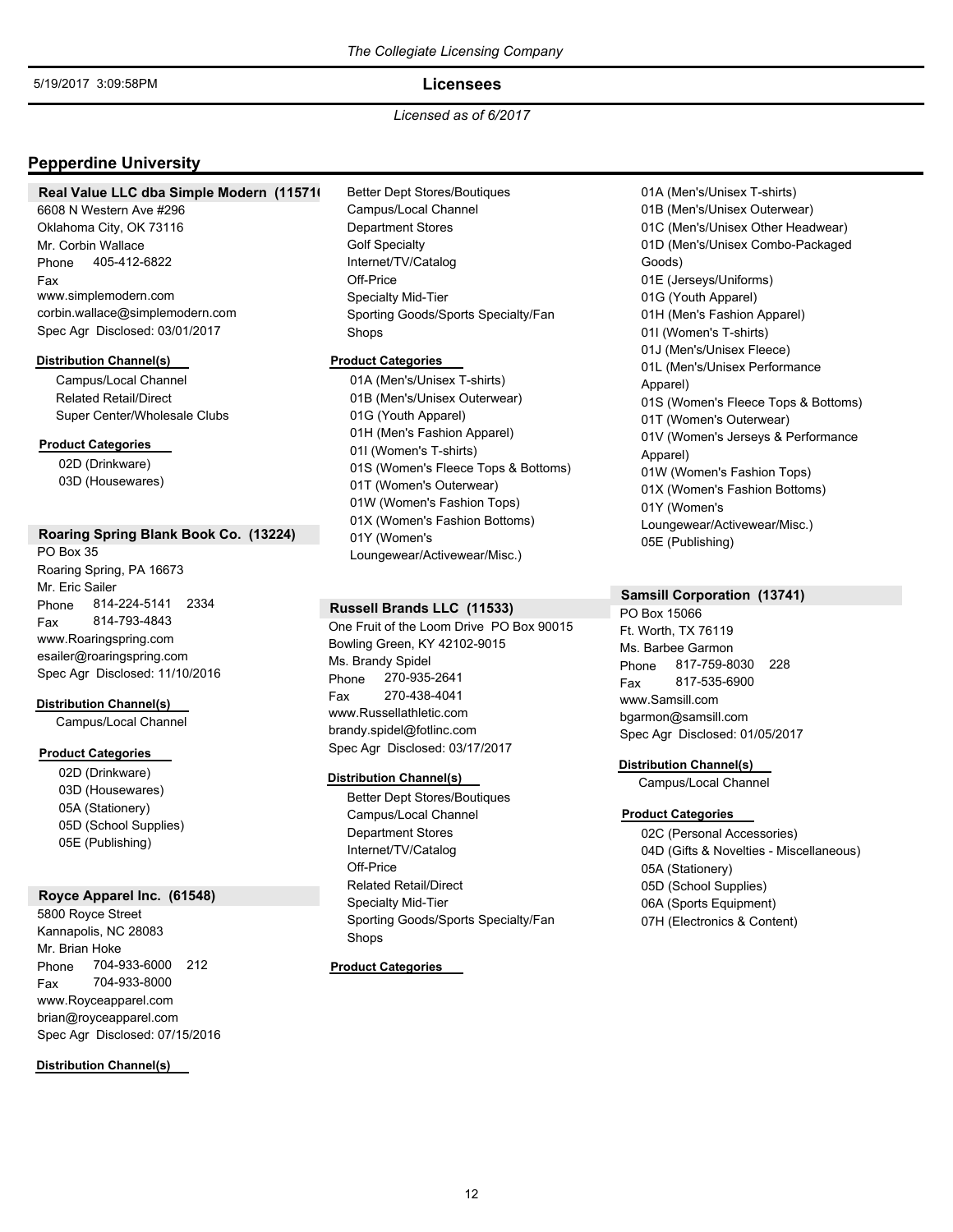The Collegiate Licensing Company

5/19/2017 3:09:58PM

**Licensees**

*Licensed as of 6/2017*

## Pepperdine University

### Real Value LLC dba Simple Modern (11571

6608 N Western Ave #296
Oklahoma City, OK 73116
Mr. Corbin Wallace
Phone 405-412-6822
Fax
www.simplemodern.com
corbin.wallace@simplemodern.com
Spec Agr Disclosed: 03/01/2017

**Distribution Channel(s)**

- Campus/Local Channel
- Related Retail/Direct
- Super Center/Wholesale Clubs

**Product Categories**

- 02D (Drinkware)
- 03D (Housewares)

### Roaring Spring Blank Book Co. (13224)

PO Box 35
Roaring Spring, PA 16673
Mr. Eric Sailer
Phone 814-224-5141 2334
Fax 814-793-4843
www.Roaringspring.com
esailer@roaringspring.com
Spec Agr Disclosed: 11/10/2016

**Distribution Channel(s)**

- Campus/Local Channel

**Product Categories**

- 02D (Drinkware)
- 03D (Housewares)
- 05A (Stationery)
- 05D (School Supplies)
- 05E (Publishing)

### Royce Apparel Inc. (61548)

5800 Royce Street
Kannapolis, NC 28083
Mr. Brian Hoke
Phone 704-933-6000 212
Fax 704-933-8000
www.Royceapparel.com
brian@royceapparel.com
Spec Agr Disclosed: 07/15/2016

**Distribution Channel(s)**

- Better Dept Stores/Boutiques
- Campus/Local Channel
- Department Stores
- Golf Specialty
- Internet/TV/Catalog
- Off-Price
- Specialty Mid-Tier
- Sporting Goods/Sports Specialty/Fan Shops

**Product Categories**

- 01A (Men's/Unisex T-shirts)
- 01B (Men's/Unisex Outerwear)
- 01G (Youth Apparel)
- 01H (Men's Fashion Apparel)
- 01I (Women's T-shirts)
- 01S (Women's Fleece Tops & Bottoms)
- 01T (Women's Outerwear)
- 01W (Women's Fashion Tops)
- 01X (Women's Fashion Bottoms)
- 01Y (Women's Loungewear/Activewear/Misc.)

### Russell Brands LLC (11533)

One Fruit of the Loom Drive PO Box 90015
Bowling Green, KY 42102-9015
Ms. Brandy Spidel
Phone 270-935-2641
Fax 270-438-4041
www.Russellathletic.com
brandy.spidel@fotlinc.com
Spec Agr Disclosed: 03/17/2017

**Distribution Channel(s)**

- Better Dept Stores/Boutiques
- Campus/Local Channel
- Department Stores
- Internet/TV/Catalog
- Off-Price
- Related Retail/Direct
- Specialty Mid-Tier
- Sporting Goods/Sports Specialty/Fan Shops

**Product Categories**

- 01A (Men's/Unisex T-shirts)
- 01B (Men's/Unisex Outerwear)
- 01C (Men's/Unisex Other Headwear)
- 01D (Men's/Unisex Combo-Packaged Goods)
- 01E (Jerseys/Uniforms)
- 01G (Youth Apparel)
- 01H (Men's Fashion Apparel)
- 01I (Women's T-shirts)
- 01J (Men's/Unisex Fleece)
- 01L (Men's/Unisex Performance Apparel)
- 01S (Women's Fleece Tops & Bottoms)
- 01T (Women's Outerwear)
- 01V (Women's Jerseys & Performance Apparel)
- 01W (Women's Fashion Tops)
- 01X (Women's Fashion Bottoms)
- 01Y (Women's Loungewear/Activewear/Misc.)
- 05E (Publishing)

### Samsill Corporation (13741)

PO Box 15066
Ft. Worth, TX 76119
Ms. Barbee Garmon
Phone 817-759-8030 228
Fax 817-535-6900
www.Samsill.com
bgarmon@samsill.com
Spec Agr Disclosed: 01/05/2017

**Distribution Channel(s)**

- Campus/Local Channel

**Product Categories**

- 02C (Personal Accessories)
- 04D (Gifts & Novelties - Miscellaneous)
- 05A (Stationery)
- 05D (School Supplies)
- 06A (Sports Equipment)
- 07H (Electronics & Content)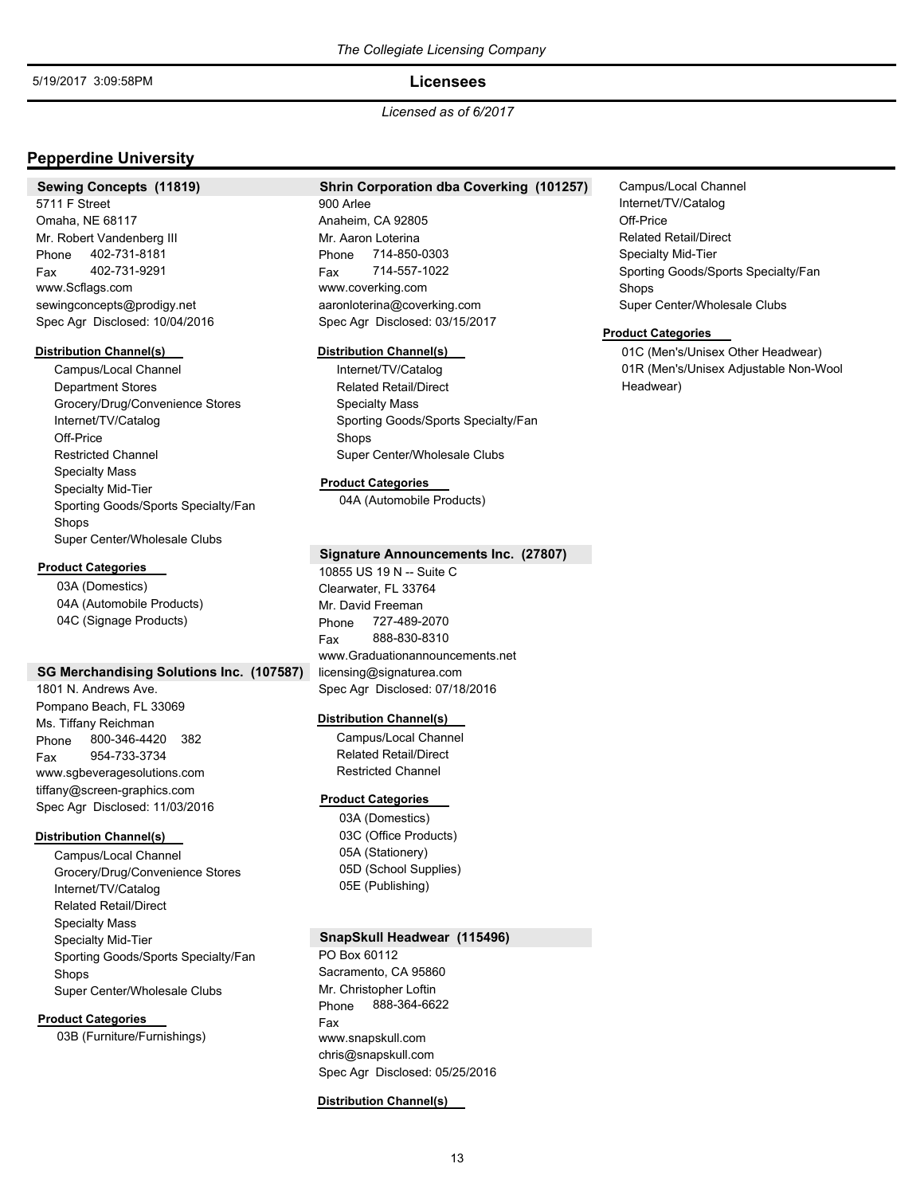# Pepperdine University

## Sewing Concepts (11819)

5711 F Street
Omaha, NE 68117
Mr. Robert Vandenberg III
Phone 402-731-8181
Fax 402-731-9291
www.Scflags.com
sewingconcepts@prodigy.net
Spec Agr Disclosed: 10/04/2016

**Distribution Channel(s)**

- Campus/Local Channel
- Department Stores
- Grocery/Drug/Convenience Stores
- Internet/TV/Catalog
- Off-Price
- Restricted Channel
- Specialty Mass
- Specialty Mid-Tier
- Sporting Goods/Sports Specialty/Fan Shops
- Super Center/Wholesale Clubs

**Product Categories**

- 03A (Domestics)
- 04A (Automobile Products)
- 04C (Signage Products)

## SG Merchandising Solutions Inc. (107587)

1801 N. Andrews Ave.
Pompano Beach, FL 33069
Ms. Tiffany Reichman
Phone 800-346-4420 382
Fax 954-733-3734
www.sgbeveragesolutions.com
tiffany@screen-graphics.com
Spec Agr Disclosed: 11/03/2016

**Distribution Channel(s)**

- Campus/Local Channel
- Grocery/Drug/Convenience Stores
- Internet/TV/Catalog
- Related Retail/Direct
- Specialty Mass
- Specialty Mid-Tier
- Sporting Goods/Sports Specialty/Fan Shops
- Super Center/Wholesale Clubs

**Product Categories**

- 03B (Furniture/Furnishings)

## Shrin Corporation dba Coverking (101257)

900 Arlee
Anaheim, CA 92805
Mr. Aaron Loterina
Phone 714-850-0303
Fax 714-557-1022
www.coverking.com
aaronloterina@coverking.com
Spec Agr Disclosed: 03/15/2017

**Distribution Channel(s)**

- Internet/TV/Catalog
- Related Retail/Direct
- Specialty Mass
- Sporting Goods/Sports Specialty/Fan Shops
- Super Center/Wholesale Clubs

**Product Categories**

- 04A (Automobile Products)

## Signature Announcements Inc. (27807)

10855 US 19 N -- Suite C
Clearwater, FL 33764
Mr. David Freeman
Phone 727-489-2070
Fax 888-830-8310
www.Graduationannouncements.net
licensing@signaturea.com
Spec Agr Disclosed: 07/18/2016

**Distribution Channel(s)**

- Campus/Local Channel
- Related Retail/Direct
- Restricted Channel

**Product Categories**

- 03A (Domestics)
- 03C (Office Products)
- 05A (Stationery)
- 05D (School Supplies)
- 05E (Publishing)

## SnapSkull Headwear (115496)

PO Box 60112
Sacramento, CA 95860
Mr. Christopher Loftin
Phone 888-364-6622
Fax
www.snapskull.com
chris@snapskull.com
Spec Agr Disclosed: 05/25/2016

**Distribution Channel(s)**

- Campus/Local Channel
- Internet/TV/Catalog
- Off-Price
- Related Retail/Direct
- Specialty Mid-Tier
- Sporting Goods/Sports Specialty/Fan Shops
- Super Center/Wholesale Clubs

**Product Categories**

- 01C (Men's/Unisex Other Headwear)
- 01R (Men's/Unisex Adjustable Non-Wool Headwear)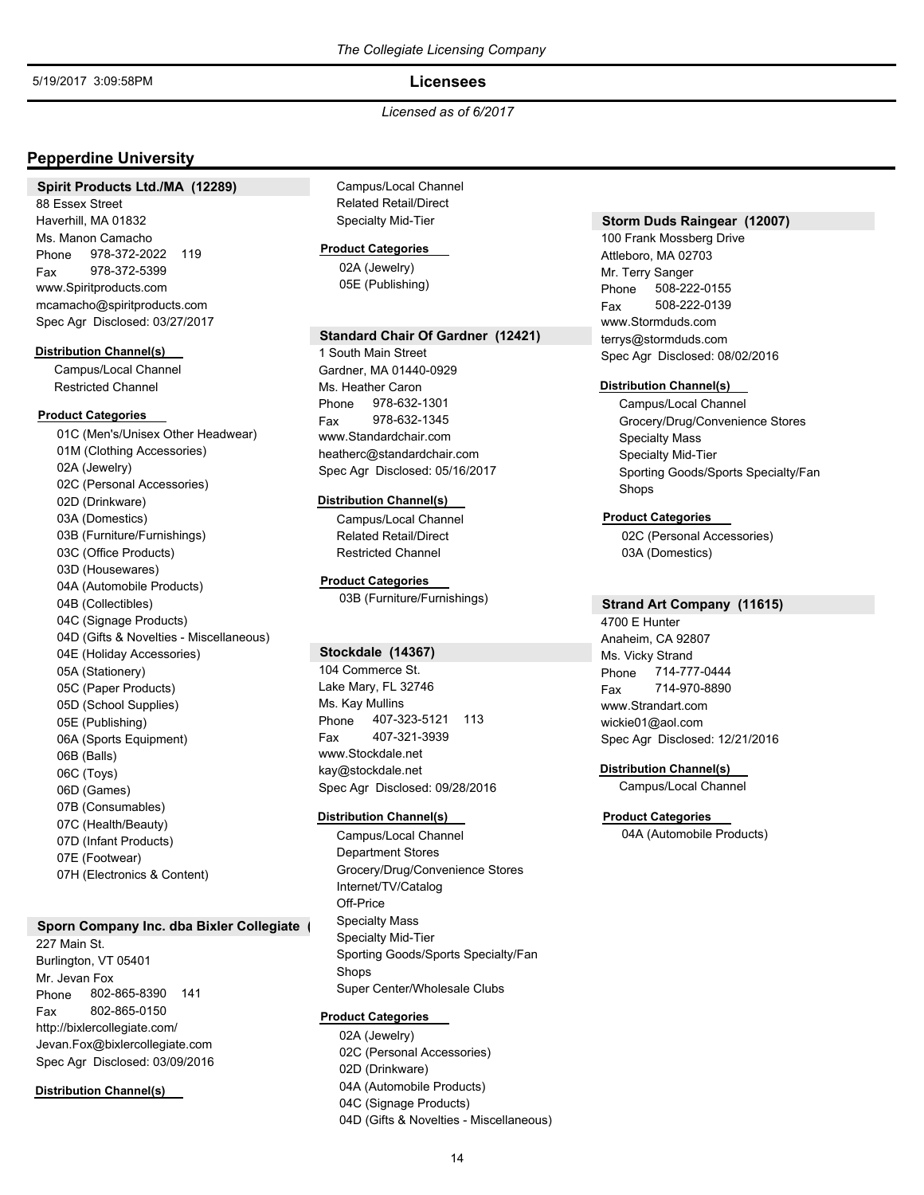*The Collegiate Licensing Company*

5/19/2017 3:09:58PM

**Licensees**

*Licensed as of 6/2017*

## Pepperdine University

### Spirit Products Ltd./MA (12289)

88 Essex Street
Haverhill, MA 01832
Ms. Manon Camacho
Phone 978-372-2022 119
Fax 978-372-5399
www.Spiritproducts.com
mcamacho@spiritproducts.com
Spec Agr Disclosed: 03/27/2017

**Distribution Channel(s)**

- Campus/Local Channel
- Restricted Channel

**Product Categories**

- 01C (Men's/Unisex Other Headwear)
- 01M (Clothing Accessories)
- 02A (Jewelry)
- 02C (Personal Accessories)
- 02D (Drinkware)
- 03A (Domestics)
- 03B (Furniture/Furnishings)
- 03C (Office Products)
- 03D (Housewares)
- 04A (Automobile Products)
- 04B (Collectibles)
- 04C (Signage Products)
- 04D (Gifts & Novelties - Miscellaneous)
- 04E (Holiday Accessories)
- 05A (Stationery)
- 05C (Paper Products)
- 05D (School Supplies)
- 05E (Publishing)
- 06A (Sports Equipment)
- 06B (Balls)
- 06C (Toys)
- 06D (Games)
- 07B (Consumables)
- 07C (Health/Beauty)
- 07D (Infant Products)
- 07E (Footwear)
- 07H (Electronics & Content)

### Sporn Company Inc. dba Bixler Collegiate (

227 Main St.
Burlington, VT 05401
Mr. Jevan Fox
Phone 802-865-8390 141
Fax 802-865-0150
http://bixlercollegiate.com/
Jevan.Fox@bixlercollegiate.com
Spec Agr Disclosed: 03/09/2016

**Distribution Channel(s)**

- Campus/Local Channel
- Related Retail/Direct
- Specialty Mid-Tier

**Product Categories**

- 02A (Jewelry)
- 05E (Publishing)

### Standard Chair Of Gardner (12421)

1 South Main Street
Gardner, MA 01440-0929
Ms. Heather Caron
Phone 978-632-1301
Fax 978-632-1345
www.Standardchair.com
heatherc@standardchair.com
Spec Agr Disclosed: 05/16/2017

**Distribution Channel(s)**

- Campus/Local Channel
- Related Retail/Direct
- Restricted Channel

**Product Categories**

- 03B (Furniture/Furnishings)

### Stockdale (14367)

104 Commerce St.
Lake Mary, FL 32746
Ms. Kay Mullins
Phone 407-323-5121 113
Fax 407-321-3939
www.Stockdale.net
kay@stockdale.net
Spec Agr Disclosed: 09/28/2016

**Distribution Channel(s)**

- Campus/Local Channel
- Department Stores
- Grocery/Drug/Convenience Stores
- Internet/TV/Catalog
- Off-Price
- Specialty Mass
- Specialty Mid-Tier
- Sporting Goods/Sports Specialty/Fan Shops
- Super Center/Wholesale Clubs

**Product Categories**

- 02A (Jewelry)
- 02C (Personal Accessories)
- 02D (Drinkware)
- 04A (Automobile Products)
- 04C (Signage Products)
- 04D (Gifts & Novelties - Miscellaneous)

### Storm Duds Raingear (12007)

100 Frank Mossberg Drive
Attleboro, MA 02703
Mr. Terry Sanger
Phone 508-222-0155
Fax 508-222-0139
www.Stormduds.com
terrys@stormduds.com
Spec Agr Disclosed: 08/02/2016

**Distribution Channel(s)**

- Campus/Local Channel
- Grocery/Drug/Convenience Stores
- Specialty Mass
- Specialty Mid-Tier
- Sporting Goods/Sports Specialty/Fan Shops

**Product Categories**

- 02C (Personal Accessories)
- 03A (Domestics)

### Strand Art Company (11615)

4700 E Hunter
Anaheim, CA 92807
Ms. Vicky Strand
Phone 714-777-0444
Fax 714-970-8890
www.Strandart.com
wickie01@aol.com
Spec Agr Disclosed: 12/21/2016

**Distribution Channel(s)**

- Campus/Local Channel

**Product Categories**

- 04A (Automobile Products)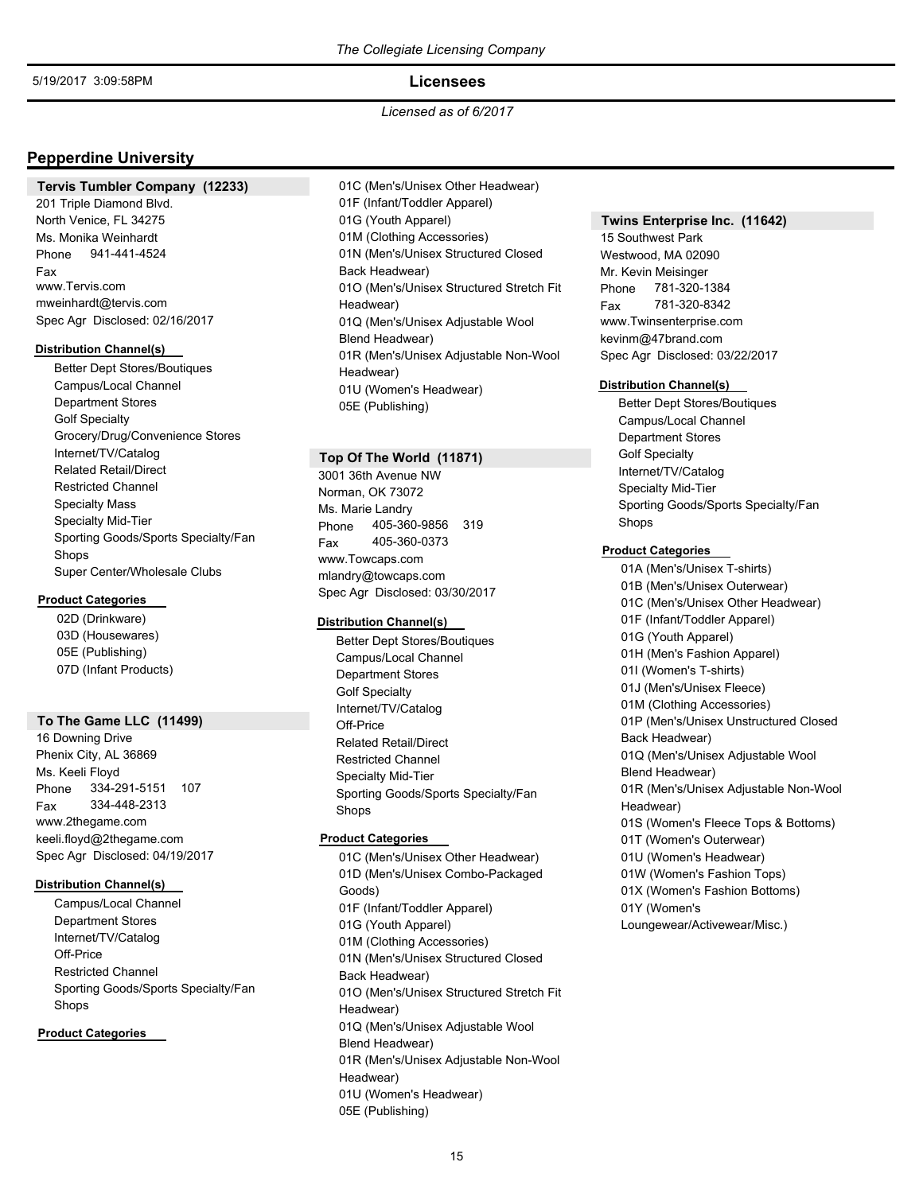*The Collegiate Licensing Company*

5/19/2017 3:09:58PM

**Licensees**

*Licensed as of 6/2017*

## Pepperdine University

### Tervis Tumbler Company (12233)

201 Triple Diamond Blvd.
North Venice, FL 34275
Ms. Monika Weinhardt
Phone 941-441-4524
Fax
www.Tervis.com
mweinhardt@tervis.com
Spec Agr Disclosed: 02/16/2017

**Distribution Channel(s)**

- Better Dept Stores/Boutiques
- Campus/Local Channel
- Department Stores
- Golf Specialty
- Grocery/Drug/Convenience Stores
- Internet/TV/Catalog
- Related Retail/Direct
- Restricted Channel
- Specialty Mass
- Specialty Mid-Tier
- Sporting Goods/Sports Specialty/Fan Shops
- Super Center/Wholesale Clubs

**Product Categories**

- 02D (Drinkware)
- 03D (Housewares)
- 05E (Publishing)
- 07D (Infant Products)

### To The Game LLC (11499)

16 Downing Drive
Phenix City, AL 36869
Ms. Keeli Floyd
Phone 334-291-5151 107
Fax 334-448-2313
www.2thegame.com
keeli.floyd@2thegame.com
Spec Agr Disclosed: 04/19/2017

**Distribution Channel(s)**

- Campus/Local Channel
- Department Stores
- Internet/TV/Catalog
- Off-Price
- Restricted Channel
- Sporting Goods/Sports Specialty/Fan Shops

**Product Categories**

- 01C (Men's/Unisex Other Headwear)
- 01F (Infant/Toddler Apparel)
- 01G (Youth Apparel)
- 01M (Clothing Accessories)
- 01N (Men's/Unisex Structured Closed Back Headwear)
- 01O (Men's/Unisex Structured Stretch Fit Headwear)
- 01Q (Men's/Unisex Adjustable Wool Blend Headwear)
- 01R (Men's/Unisex Adjustable Non-Wool Headwear)
- 01U (Women's Headwear)
- 05E (Publishing)

### Top Of The World (11871)

3001 36th Avenue NW
Norman, OK 73072
Ms. Marie Landry
Phone 405-360-9856 319
Fax 405-360-0373
www.Towcaps.com
mlandry@towcaps.com
Spec Agr Disclosed: 03/30/2017

**Distribution Channel(s)**

- Better Dept Stores/Boutiques
- Campus/Local Channel
- Department Stores
- Golf Specialty
- Internet/TV/Catalog
- Off-Price
- Related Retail/Direct
- Restricted Channel
- Specialty Mid-Tier
- Sporting Goods/Sports Specialty/Fan Shops

**Product Categories**

- 01C (Men's/Unisex Other Headwear)
- 01D (Men's/Unisex Combo-Packaged Goods)
- 01F (Infant/Toddler Apparel)
- 01G (Youth Apparel)
- 01M (Clothing Accessories)
- 01N (Men's/Unisex Structured Closed Back Headwear)
- 01O (Men's/Unisex Structured Stretch Fit Headwear)
- 01Q (Men's/Unisex Adjustable Wool Blend Headwear)
- 01R (Men's/Unisex Adjustable Non-Wool Headwear)
- 01U (Women's Headwear)
- 05E (Publishing)

### Twins Enterprise Inc. (11642)

15 Southwest Park
Westwood, MA 02090
Mr. Kevin Meisinger
Phone 781-320-1384
Fax 781-320-8342
www.Twinsenterprise.com
kevinm@47brand.com
Spec Agr Disclosed: 03/22/2017

**Distribution Channel(s)**

- Better Dept Stores/Boutiques
- Campus/Local Channel
- Department Stores
- Golf Specialty
- Internet/TV/Catalog
- Specialty Mid-Tier
- Sporting Goods/Sports Specialty/Fan Shops

**Product Categories**

- 01A (Men's/Unisex T-shirts)
- 01B (Men's/Unisex Outerwear)
- 01C (Men's/Unisex Other Headwear)
- 01F (Infant/Toddler Apparel)
- 01G (Youth Apparel)
- 01H (Men's Fashion Apparel)
- 01I (Women's T-shirts)
- 01J (Men's/Unisex Fleece)
- 01M (Clothing Accessories)
- 01P (Men's/Unisex Unstructured Closed Back Headwear)
- 01Q (Men's/Unisex Adjustable Wool Blend Headwear)
- 01R (Men's/Unisex Adjustable Non-Wool Headwear)
- 01S (Women's Fleece Tops & Bottoms)
- 01T (Women's Outerwear)
- 01U (Women's Headwear)
- 01W (Women's Fashion Tops)
- 01X (Women's Fashion Bottoms)
- 01Y (Women's Loungewear/Activewear/Misc.)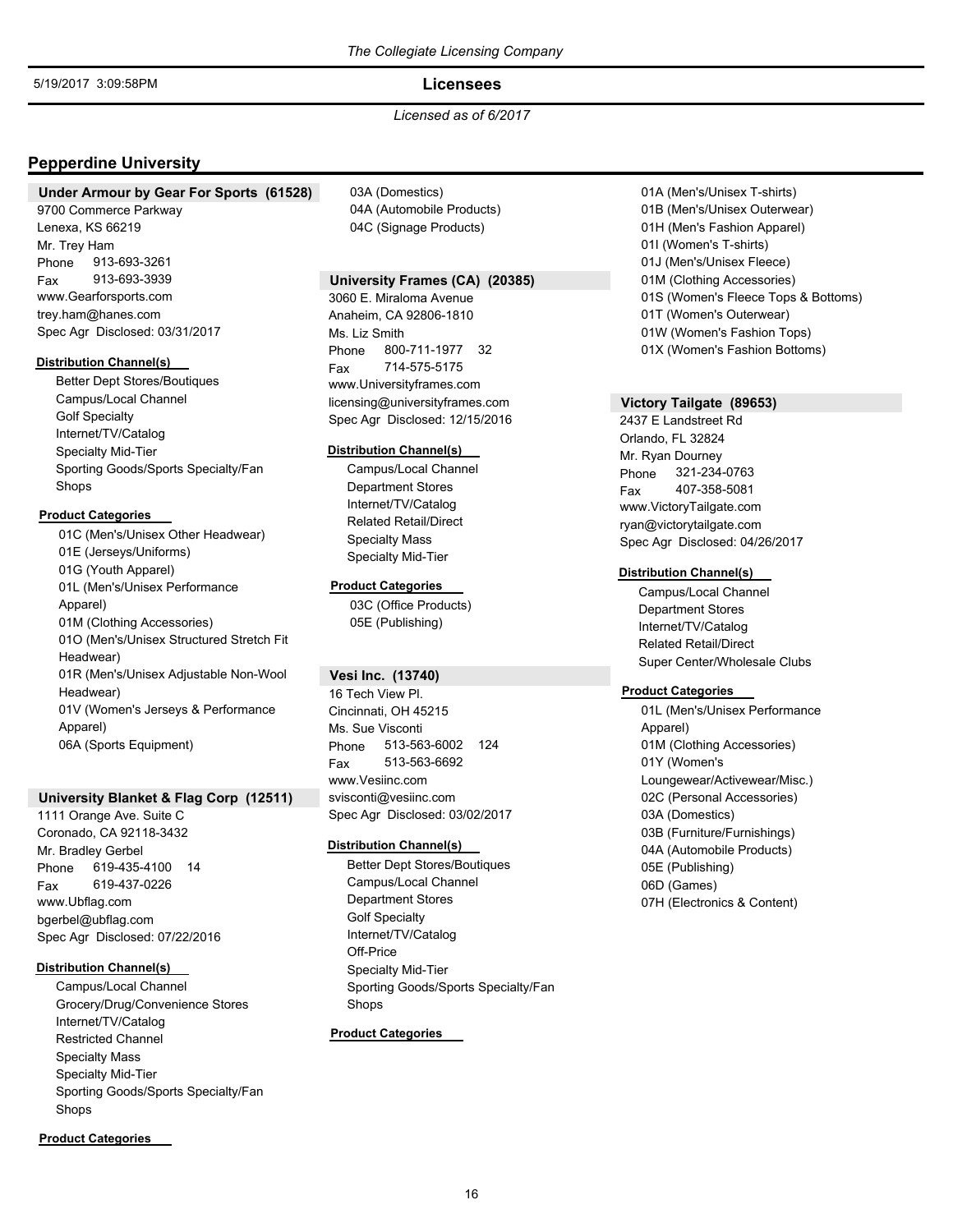Licensed as of 6/2017

## Pepperdine University

### Under Armour by Gear For Sports (61528)

9700 Commerce Parkway
Lenexa, KS 66219
Mr. Trey Ham
Phone 913-693-3261
Fax 913-693-3939
www.Gearforsports.com
trey.ham@hanes.com
Spec Agr Disclosed: 03/31/2017

**Distribution Channel(s)**

- Better Dept Stores/Boutiques
- Campus/Local Channel
- Golf Specialty
- Internet/TV/Catalog
- Specialty Mid-Tier
- Sporting Goods/Sports Specialty/Fan Shops

**Product Categories**

- 01C (Men's/Unisex Other Headwear)
- 01E (Jerseys/Uniforms)
- 01G (Youth Apparel)
- 01L (Men's/Unisex Performance Apparel)
- 01M (Clothing Accessories)
- 01O (Men's/Unisex Structured Stretch Fit Headwear)
- 01R (Men's/Unisex Adjustable Non-Wool Headwear)
- 01V (Women's Jerseys & Performance Apparel)
- 06A (Sports Equipment)

### University Blanket & Flag Corp (12511)

1111 Orange Ave. Suite C
Coronado, CA 92118-3432
Mr. Bradley Gerbel
Phone 619-435-4100 14
Fax 619-437-0226
www.Ubflag.com
bgerbel@ubflag.com
Spec Agr Disclosed: 07/22/2016

**Distribution Channel(s)**

- Campus/Local Channel
- Grocery/Drug/Convenience Stores
- Internet/TV/Catalog
- Restricted Channel
- Specialty Mass
- Specialty Mid-Tier
- Sporting Goods/Sports Specialty/Fan Shops

**Product Categories**

- 03A (Domestics)
- 04A (Automobile Products)
- 04C (Signage Products)

### University Frames (CA) (20385)

3060 E. Miraloma Avenue
Anaheim, CA 92806-1810
Ms. Liz Smith
Phone 800-711-1977 32
Fax 714-575-5175
www.Universityframes.com
licensing@universityframes.com
Spec Agr Disclosed: 12/15/2016

**Distribution Channel(s)**

- Campus/Local Channel
- Department Stores
- Internet/TV/Catalog
- Related Retail/Direct
- Specialty Mass
- Specialty Mid-Tier

**Product Categories**

- 03C (Office Products)
- 05E (Publishing)

### Vesi Inc. (13740)

16 Tech View Pl.
Cincinnati, OH 45215
Ms. Sue Visconti
Phone 513-563-6002 124
Fax 513-563-6692
www.Vesiinc.com
svisconti@vesiinc.com
Spec Agr Disclosed: 03/02/2017

**Distribution Channel(s)**

- Better Dept Stores/Boutiques
- Campus/Local Channel
- Department Stores
- Golf Specialty
- Internet/TV/Catalog
- Off-Price
- Specialty Mid-Tier
- Sporting Goods/Sports Specialty/Fan Shops

**Product Categories**

- 01A (Men's/Unisex T-shirts)
- 01B (Men's/Unisex Outerwear)
- 01H (Men's Fashion Apparel)
- 01I (Women's T-shirts)
- 01J (Men's/Unisex Fleece)
- 01M (Clothing Accessories)
- 01S (Women's Fleece Tops & Bottoms)
- 01T (Women's Outerwear)
- 01W (Women's Fashion Tops)
- 01X (Women's Fashion Bottoms)

### Victory Tailgate (89653)

2437 E Landstreet Rd
Orlando, FL 32824
Mr. Ryan Dourney
Phone 321-234-0763
Fax 407-358-5081
www.VictoryTailgate.com
ryan@victorytailgate.com
Spec Agr Disclosed: 04/26/2017

**Distribution Channel(s)**

- Campus/Local Channel
- Department Stores
- Internet/TV/Catalog
- Related Retail/Direct
- Super Center/Wholesale Clubs

**Product Categories**

- 01L (Men's/Unisex Performance Apparel)
- 01M (Clothing Accessories)
- 01Y (Women's Loungewear/Activewear/Misc.)
- 02C (Personal Accessories)
- 03A (Domestics)
- 03B (Furniture/Furnishings)
- 04A (Automobile Products)
- 05E (Publishing)
- 06D (Games)
- 07H (Electronics & Content)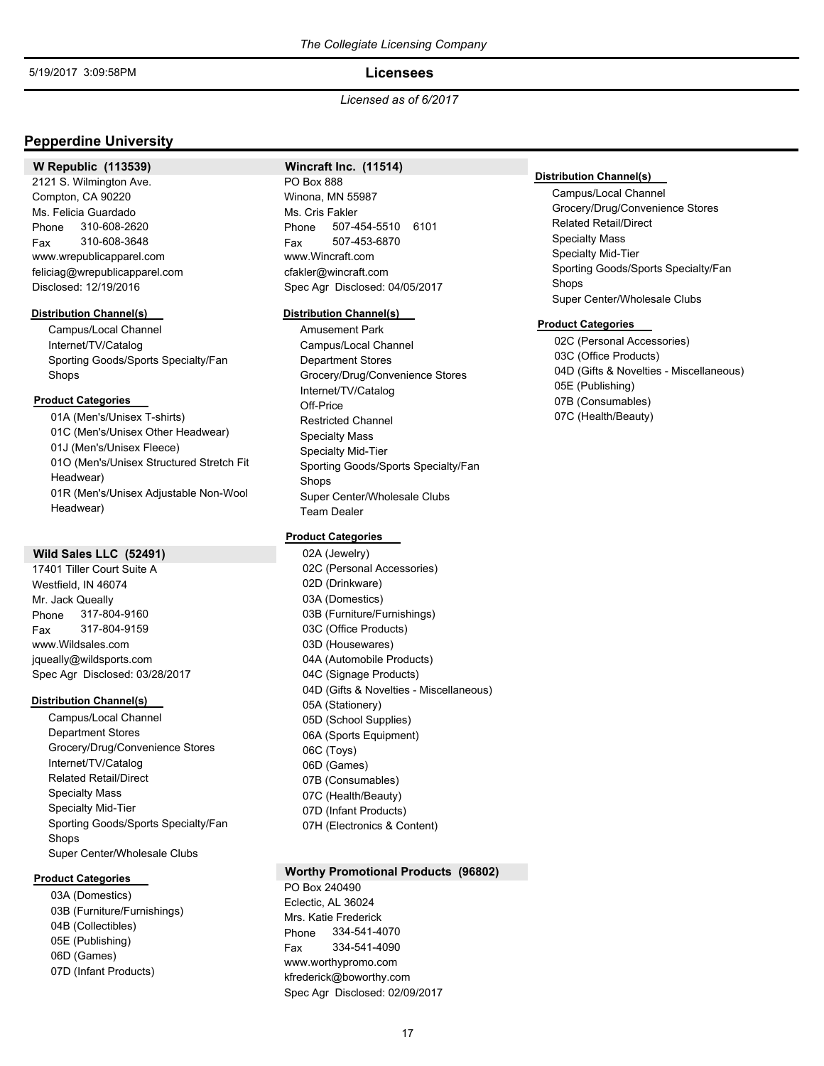*Licensed as of 6/2017*

## Pepperdine University

### W Republic (113539)

2121 S. Wilmington Ave.
Compton, CA 90220
Ms. Felicia Guardado
Phone 310-608-2620
Fax 310-608-3648
www.wrepublicapparel.com
feliciag@wrepublicapparel.com
Disclosed: 12/19/2016

**Distribution Channel(s)**

- Campus/Local Channel
- Internet/TV/Catalog
- Sporting Goods/Sports Specialty/Fan Shops

**Product Categories**

- 01A (Men's/Unisex T-shirts)
- 01C (Men's/Unisex Other Headwear)
- 01J (Men's/Unisex Fleece)
- 01O (Men's/Unisex Structured Stretch Fit Headwear)
- 01R (Men's/Unisex Adjustable Non-Wool Headwear)

### Wild Sales LLC (52491)

17401 Tiller Court Suite A
Westfield, IN 46074
Mr. Jack Queally
Phone 317-804-9160
Fax 317-804-9159
www.Wildsales.com
jqueally@wildsports.com
Spec Agr Disclosed: 03/28/2017

**Distribution Channel(s)**

- Campus/Local Channel
- Department Stores
- Grocery/Drug/Convenience Stores
- Internet/TV/Catalog
- Related Retail/Direct
- Specialty Mass
- Specialty Mid-Tier
- Sporting Goods/Sports Specialty/Fan Shops
- Super Center/Wholesale Clubs

**Product Categories**

- 03A (Domestics)
- 03B (Furniture/Furnishings)
- 04B (Collectibles)
- 05E (Publishing)
- 06D (Games)
- 07D (Infant Products)

### Wincraft Inc. (11514)

PO Box 888
Winona, MN 55987
Ms. Cris Fakler
Phone 507-454-5510 6101
Fax 507-453-6870
www.Wincraft.com
cfakler@wincraft.com
Spec Agr Disclosed: 04/05/2017

**Distribution Channel(s)**

- Amusement Park
- Campus/Local Channel
- Department Stores
- Grocery/Drug/Convenience Stores
- Internet/TV/Catalog
- Off-Price
- Restricted Channel
- Specialty Mass
- Specialty Mid-Tier
- Sporting Goods/Sports Specialty/Fan Shops
- Super Center/Wholesale Clubs
- Team Dealer

**Product Categories**

- 02A (Jewelry)
- 02C (Personal Accessories)
- 02D (Drinkware)
- 03A (Domestics)
- 03B (Furniture/Furnishings)
- 03C (Office Products)
- 03D (Housewares)
- 04A (Automobile Products)
- 04C (Signage Products)
- 04D (Gifts & Novelties - Miscellaneous)
- 05A (Stationery)
- 05D (School Supplies)
- 06A (Sports Equipment)
- 06C (Toys)
- 06D (Games)
- 07B (Consumables)
- 07C (Health/Beauty)
- 07D (Infant Products)
- 07H (Electronics & Content)

### Worthy Promotional Products (96802)

PO Box 240490
Eclectic, AL 36024
Mrs. Katie Frederick
Phone 334-541-4070
Fax 334-541-4090
www.worthypromo.com
kfrederick@boworthy.com
Spec Agr Disclosed: 02/09/2017

**Distribution Channel(s)**

- Campus/Local Channel
- Grocery/Drug/Convenience Stores
- Related Retail/Direct
- Specialty Mass
- Specialty Mid-Tier
- Sporting Goods/Sports Specialty/Fan Shops
- Super Center/Wholesale Clubs

**Product Categories**

- 02C (Personal Accessories)
- 03C (Office Products)
- 04D (Gifts & Novelties - Miscellaneous)
- 05E (Publishing)
- 07B (Consumables)
- 07C (Health/Beauty)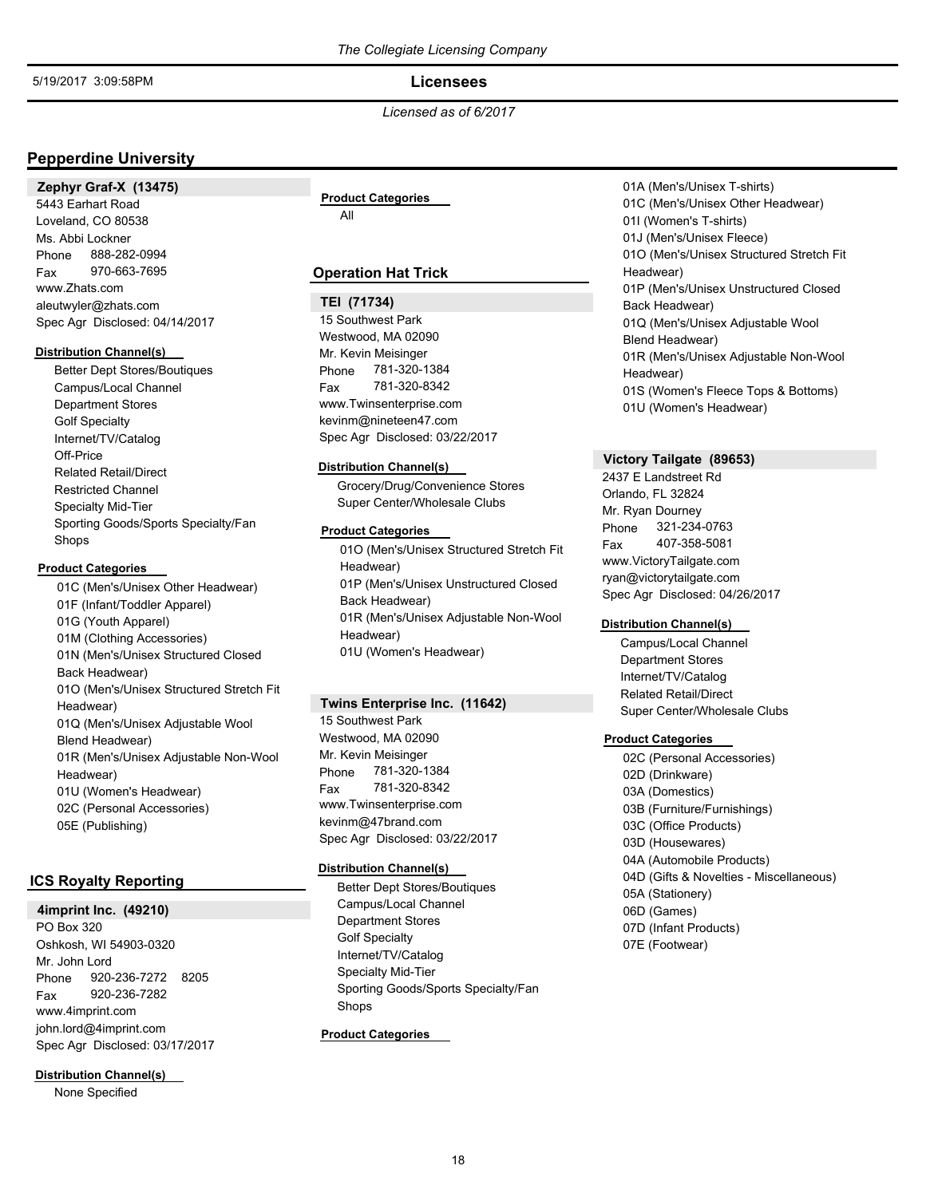## Pepperdine University

### Zephyr Graf-X (13475)

5443 Earhart Road
Loveland, CO 80538
Ms. Abbi Lockner
Phone 888-282-0994
Fax 970-663-7695
www.Zhats.com
aleutwyler@zhats.com
Spec Agr Disclosed: 04/14/2017

**Distribution Channel(s)**

- Better Dept Stores/Boutiques
- Campus/Local Channel
- Department Stores
- Golf Specialty
- Internet/TV/Catalog
- Off-Price
- Related Retail/Direct
- Restricted Channel
- Specialty Mid-Tier
- Sporting Goods/Sports Specialty/Fan Shops

**Product Categories**

- 01C (Men's/Unisex Other Headwear)
- 01F (Infant/Toddler Apparel)
- 01G (Youth Apparel)
- 01M (Clothing Accessories)
- 01N (Men's/Unisex Structured Closed Back Headwear)
- 01O (Men's/Unisex Structured Stretch Fit Headwear)
- 01Q (Men's/Unisex Adjustable Wool Blend Headwear)
- 01R (Men's/Unisex Adjustable Non-Wool Headwear)
- 01U (Women's Headwear)
- 02C (Personal Accessories)
- 05E (Publishing)

## ICS Royalty Reporting

### 4imprint Inc. (49210)

PO Box 320
Oshkosh, WI 54903-0320
Mr. John Lord
Phone 920-236-7272 8205
Fax 920-236-7282
www.4imprint.com
john.lord@4imprint.com
Spec Agr Disclosed: 03/17/2017

**Distribution Channel(s)**

- None Specified

**Product Categories**

- All

## Operation Hat Trick

### TEI (71734)

15 Southwest Park
Westwood, MA 02090
Mr. Kevin Meisinger
Phone 781-320-1384
Fax 781-320-8342
www.Twinsenterprise.com
kevinm@nineteen47.com
Spec Agr Disclosed: 03/22/2017

**Distribution Channel(s)**

- Grocery/Drug/Convenience Stores
- Super Center/Wholesale Clubs

**Product Categories**

- 01O (Men's/Unisex Structured Stretch Fit Headwear)
- 01P (Men's/Unisex Unstructured Closed Back Headwear)
- 01R (Men's/Unisex Adjustable Non-Wool Headwear)
- 01U (Women's Headwear)

### Twins Enterprise Inc. (11642)

15 Southwest Park
Westwood, MA 02090
Mr. Kevin Meisinger
Phone 781-320-1384
Fax 781-320-8342
www.Twinsenterprise.com
kevinm@47brand.com
Spec Agr Disclosed: 03/22/2017

**Distribution Channel(s)**

- Better Dept Stores/Boutiques
- Campus/Local Channel
- Department Stores
- Golf Specialty
- Internet/TV/Catalog
- Specialty Mid-Tier
- Sporting Goods/Sports Specialty/Fan Shops

**Product Categories**

- 01A (Men's/Unisex T-shirts)
- 01C (Men's/Unisex Other Headwear)
- 01I (Women's T-shirts)
- 01J (Men's/Unisex Fleece)
- 01O (Men's/Unisex Structured Stretch Fit Headwear)
- 01P (Men's/Unisex Unstructured Closed Back Headwear)
- 01Q (Men's/Unisex Adjustable Wool Blend Headwear)
- 01R (Men's/Unisex Adjustable Non-Wool Headwear)
- 01S (Women's Fleece Tops & Bottoms)
- 01U (Women's Headwear)

### Victory Tailgate (89653)

2437 E Landstreet Rd
Orlando, FL 32824
Mr. Ryan Dourney
Phone 321-234-0763
Fax 407-358-5081
www.VictoryTailgate.com
ryan@victorytailgate.com
Spec Agr Disclosed: 04/26/2017

**Distribution Channel(s)**

- Campus/Local Channel
- Department Stores
- Internet/TV/Catalog
- Related Retail/Direct
- Super Center/Wholesale Clubs

**Product Categories**

- 02C (Personal Accessories)
- 02D (Drinkware)
- 03A (Domestics)
- 03B (Furniture/Furnishings)
- 03C (Office Products)
- 03D (Housewares)
- 04A (Automobile Products)
- 04D (Gifts & Novelties - Miscellaneous)
- 05A (Stationery)
- 06D (Games)
- 07D (Infant Products)
- 07E (Footwear)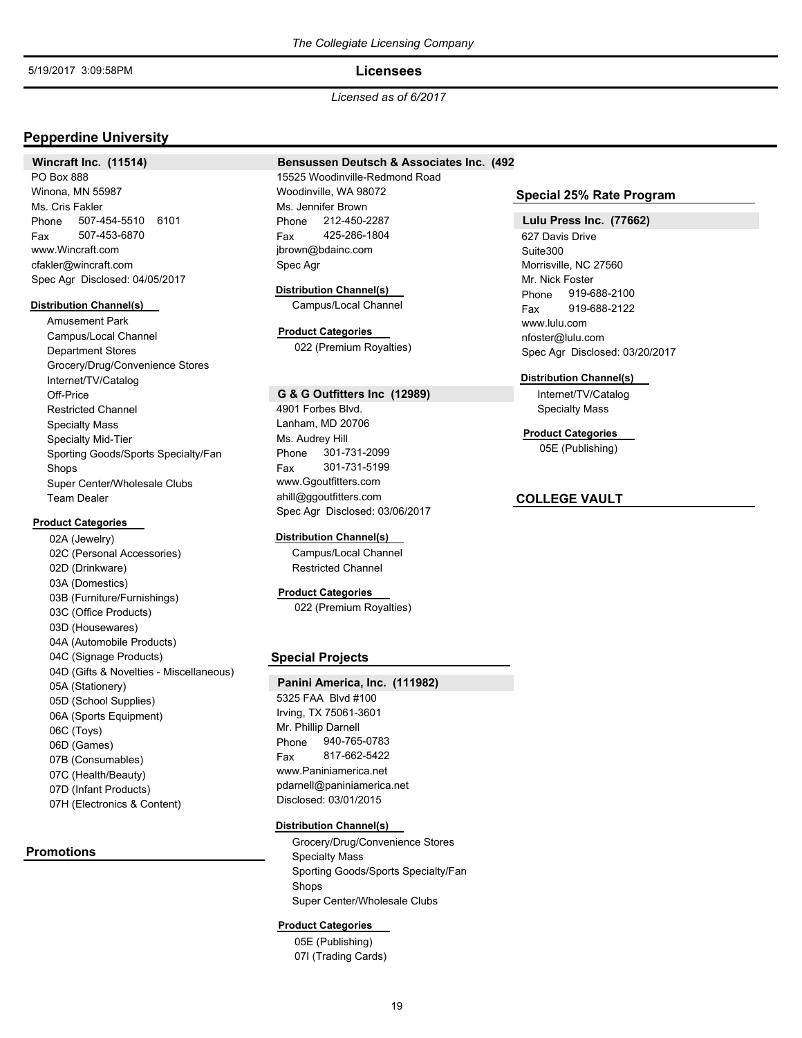*Licensed as of 6/2017*

## Pepperdine University

### Wincraft Inc. (11514)

PO Box 888
Winona, MN 55987
Ms. Cris Fakler
Phone 507-454-5510 6101
Fax 507-453-6870
www.Wincraft.com
cfakler@wincraft.com
Spec Agr Disclosed: 04/05/2017

**Distribution Channel(s)**

- Amusement Park
- Campus/Local Channel
- Department Stores
- Grocery/Drug/Convenience Stores
- Internet/TV/Catalog
- Off-Price
- Restricted Channel
- Specialty Mass
- Specialty Mid-Tier
- Sporting Goods/Sports Specialty/Fan Shops
- Super Center/Wholesale Clubs
- Team Dealer

**Product Categories**

- 02A (Jewelry)
- 02C (Personal Accessories)
- 02D (Drinkware)
- 03A (Domestics)
- 03B (Furniture/Furnishings)
- 03C (Office Products)
- 03D (Housewares)
- 04A (Automobile Products)
- 04C (Signage Products)
- 04D (Gifts & Novelties - Miscellaneous)
- 05A (Stationery)
- 05D (School Supplies)
- 06A (Sports Equipment)
- 06C (Toys)
- 06D (Games)
- 07B (Consumables)
- 07C (Health/Beauty)
- 07D (Infant Products)
- 07H (Electronics & Content)

## Promotions

### Bensussen Deutsch & Associates Inc. (492

15525 Woodinville-Redmond Road
Woodinville, WA 98072
Ms. Jennifer Brown
Phone 212-450-2287
Fax 425-286-1804
jbrown@bdainc.com
Spec Agr

**Distribution Channel(s)**

- Campus/Local Channel

**Product Categories**

- 022 (Premium Royalties)

### G & G Outfitters Inc (12989)

4901 Forbes Blvd.
Lanham, MD 20706
Ms. Audrey Hill
Phone 301-731-2099
Fax 301-731-5199
www.Ggoutfitters.com
ahill@ggoutfitters.com
Spec Agr Disclosed: 03/06/2017

**Distribution Channel(s)**

- Campus/Local Channel
- Restricted Channel

**Product Categories**

- 022 (Premium Royalties)

## Special Projects

### Panini America, Inc. (111982)

5325 FAA Blvd #100
Irving, TX 75061-3601
Mr. Phillip Darnell
Phone 940-765-0783
Fax 817-662-5422
www.Paniniamerica.net
pdarnell@paniniamerica.net
Disclosed: 03/01/2015

**Distribution Channel(s)**

- Grocery/Drug/Convenience Stores
- Specialty Mass
- Sporting Goods/Sports Specialty/Fan Shops
- Super Center/Wholesale Clubs

**Product Categories**

- 05E (Publishing)
- 07I (Trading Cards)

## Special 25% Rate Program

### Lulu Press Inc. (77662)

627 Davis Drive
Suite300
Morrisville, NC 27560
Mr. Nick Foster
Phone 919-688-2100
Fax 919-688-2122
www.lulu.com
nfoster@lulu.com
Spec Agr Disclosed: 03/20/2017

**Distribution Channel(s)**

- Internet/TV/Catalog
- Specialty Mass

**Product Categories**

- 05E (Publishing)

## COLLEGE VAULT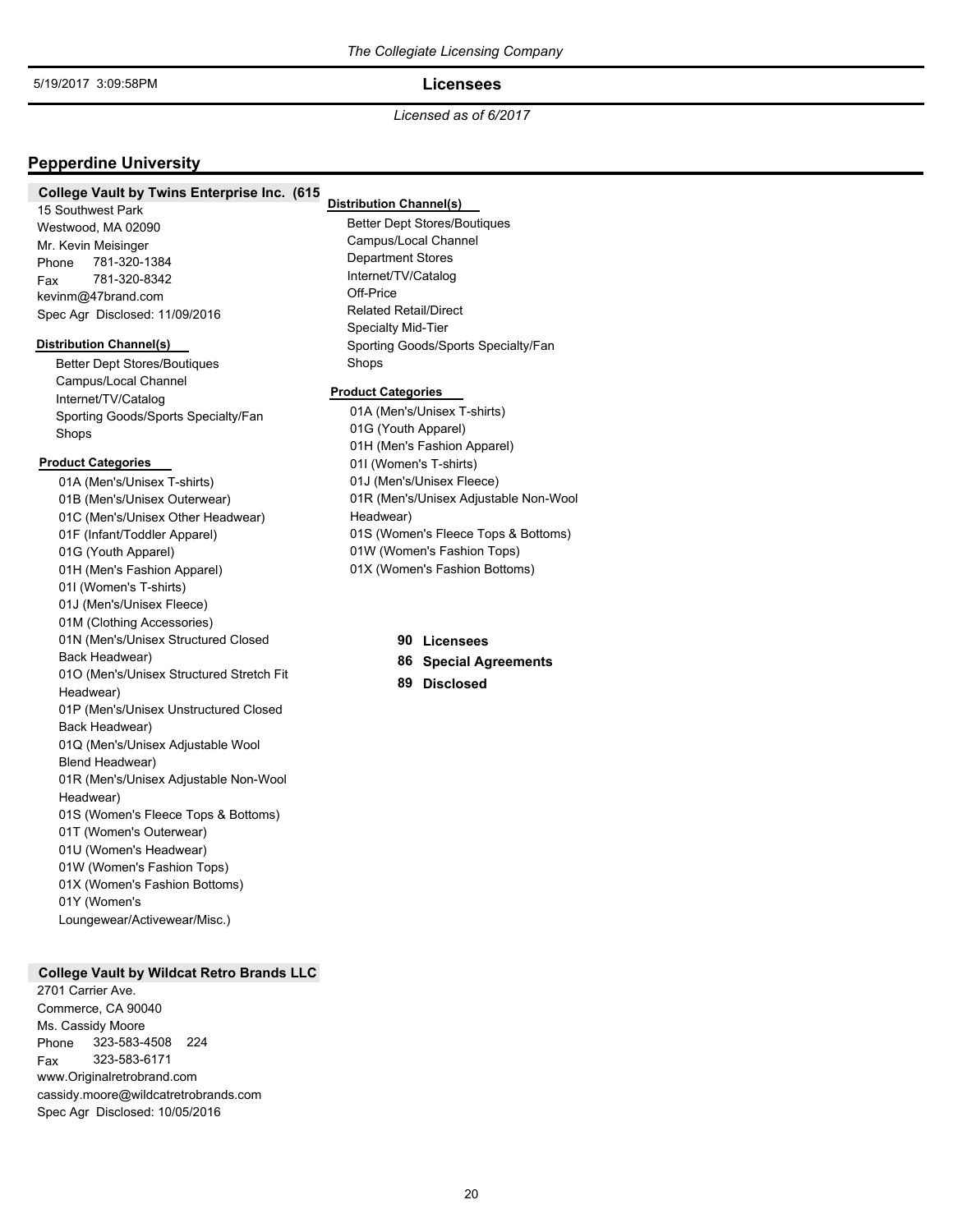*The Collegiate Licensing Company*

5/19/2017 3:09:58PM

**Licensees**

*Licensed as of 6/2017*

## Pepperdine University

### College Vault by Twins Enterprise Inc. (615

15 Southwest Park
Westwood, MA 02090
Mr. Kevin Meisinger
Phone 781-320-1384
Fax 781-320-8342
kevinm@47brand.com
Spec Agr Disclosed: 11/09/2016

**Distribution Channel(s)**

- Better Dept Stores/Boutiques
- Campus/Local Channel
- Internet/TV/Catalog
- Sporting Goods/Sports Specialty/Fan Shops

**Product Categories**

- 01A (Men's/Unisex T-shirts)
- 01B (Men's/Unisex Outerwear)
- 01C (Men's/Unisex Other Headwear)
- 01F (Infant/Toddler Apparel)
- 01G (Youth Apparel)
- 01H (Men's Fashion Apparel)
- 01I (Women's T-shirts)
- 01J (Men's/Unisex Fleece)
- 01M (Clothing Accessories)
- 01N (Men's/Unisex Structured Closed Back Headwear)
- 01O (Men's/Unisex Structured Stretch Fit Headwear)
- 01P (Men's/Unisex Unstructured Closed Back Headwear)
- 01Q (Men's/Unisex Adjustable Wool Blend Headwear)
- 01R (Men's/Unisex Adjustable Non-Wool Headwear)
- 01S (Women's Fleece Tops & Bottoms)
- 01T (Women's Outerwear)
- 01U (Women's Headwear)
- 01W (Women's Fashion Tops)
- 01X (Women's Fashion Bottoms)
- 01Y (Women's Loungewear/Activewear/Misc.)

### College Vault by Wildcat Retro Brands LLC

2701 Carrier Ave.
Commerce, CA 90040
Ms. Cassidy Moore
Phone 323-583-4508 224
Fax 323-583-6171
www.Originalretrobrand.com
cassidy.moore@wildcatretrobrands.com
Spec Agr Disclosed: 10/05/2016

**Distribution Channel(s)**

- Better Dept Stores/Boutiques
- Campus/Local Channel
- Department Stores
- Internet/TV/Catalog
- Off-Price
- Related Retail/Direct
- Specialty Mid-Tier
- Sporting Goods/Sports Specialty/Fan Shops

**Product Categories**

- 01A (Men's/Unisex T-shirts)
- 01G (Youth Apparel)
- 01H (Men's Fashion Apparel)
- 01I (Women's T-shirts)
- 01J (Men's/Unisex Fleece)
- 01R (Men's/Unisex Adjustable Non-Wool Headwear)
- 01S (Women's Fleece Tops & Bottoms)
- 01W (Women's Fashion Tops)
- 01X (Women's Fashion Bottoms)

**90 Licensees**

**86 Special Agreements**

**89 Disclosed**